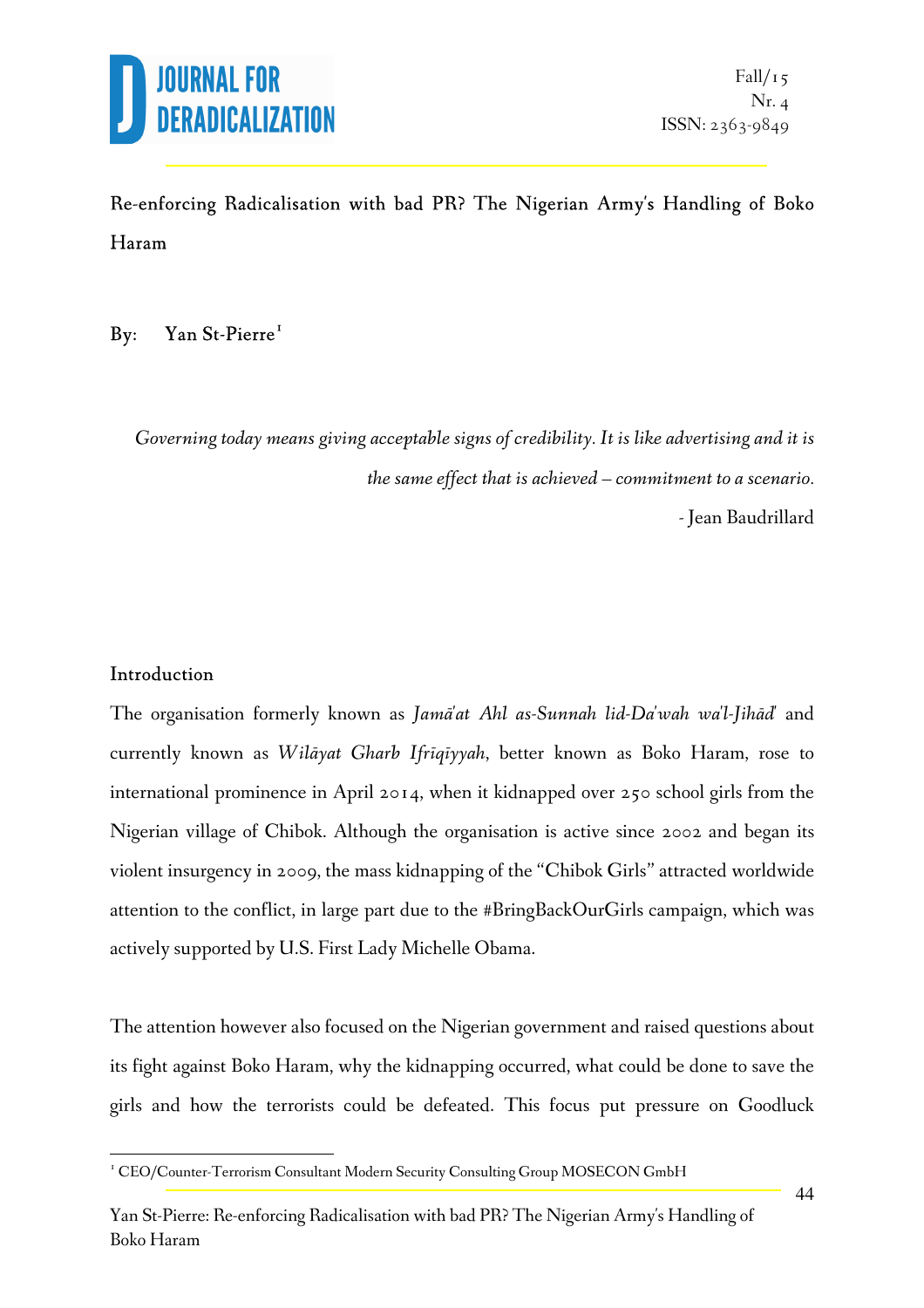# Re-enforcing Radicalisation with bad PR? The Nigerian Army's Handling of Boko Haram

By: Yan St-Pierre[1]

> *Governing today means giving acceptable signs of credibility. It is like advertising and it is the same effect that is achieved – commitment to a scenario.*
>
> \- Jean Baudrillard

## Introduction

The organisation formerly known as *Jamā'at Ahl as-Sunnah lid-Da'wah wa'l-Jihād* and currently known as *Wilāyat Gharb Ifrīqīyyah*, better known as Boko Haram, rose to international prominence in April 2014, when it kidnapped over 250 school girls from the Nigerian village of Chibok. Although the organisation is active since 2002 and began its violent insurgency in 2009, the mass kidnapping of the "Chibok Girls" attracted worldwide attention to the conflict, in large part due to the #BringBackOurGirls campaign, which was actively supported by U.S. First Lady Michelle Obama.

The attention however also focused on the Nigerian government and raised questions about its fight against Boko Haram, why the kidnapping occurred, what could be done to save the girls and how the terrorists could be defeated. This focus put pressure on Goodluck

[1] CEO/Counter-Terrorism Consultant Modern Security Consulting Group MOSECON GmbH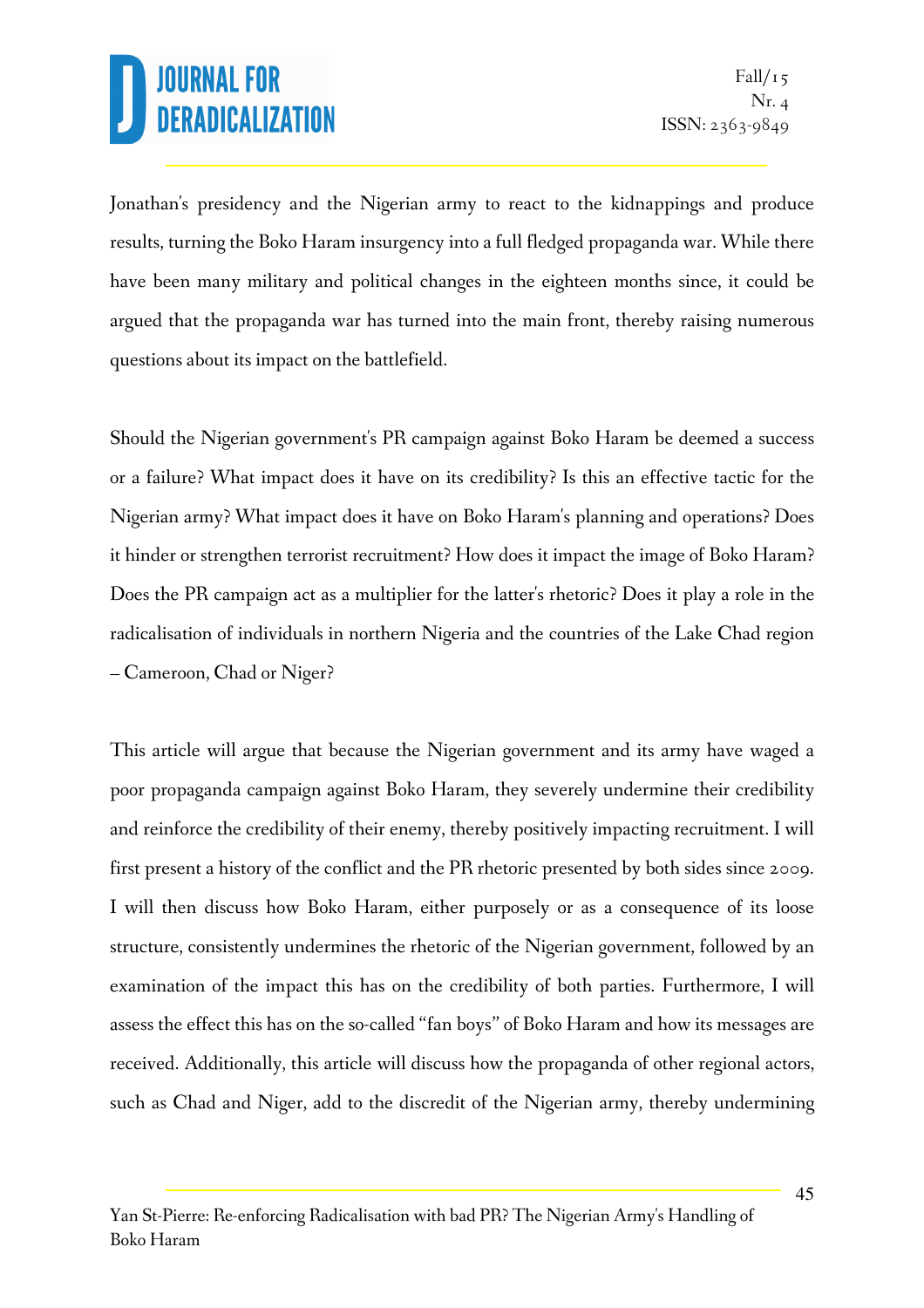Jonathan's presidency and the Nigerian army to react to the kidnappings and produce results, turning the Boko Haram insurgency into a full fledged propaganda war. While there have been many military and political changes in the eighteen months since, it could be argued that the propaganda war has turned into the main front, thereby raising numerous questions about its impact on the battlefield.

Should the Nigerian government's PR campaign against Boko Haram be deemed a success or a failure? What impact does it have on its credibility? Is this an effective tactic for the Nigerian army? What impact does it have on Boko Haram's planning and operations? Does it hinder or strengthen terrorist recruitment? How does it impact the image of Boko Haram? Does the PR campaign act as a multiplier for the latter's rhetoric? Does it play a role in the radicalisation of individuals in northern Nigeria and the countries of the Lake Chad region – Cameroon, Chad or Niger?

This article will argue that because the Nigerian government and its army have waged a poor propaganda campaign against Boko Haram, they severely undermine their credibility and reinforce the credibility of their enemy, thereby positively impacting recruitment. I will first present a history of the conflict and the PR rhetoric presented by both sides since 2009. I will then discuss how Boko Haram, either purposely or as a consequence of its loose structure, consistently undermines the rhetoric of the Nigerian government, followed by an examination of the impact this has on the credibility of both parties. Furthermore, I will assess the effect this has on the so-called "fan boys" of Boko Haram and how its messages are received. Additionally, this article will discuss how the propaganda of other regional actors, such as Chad and Niger, add to the discredit of the Nigerian army, thereby undermining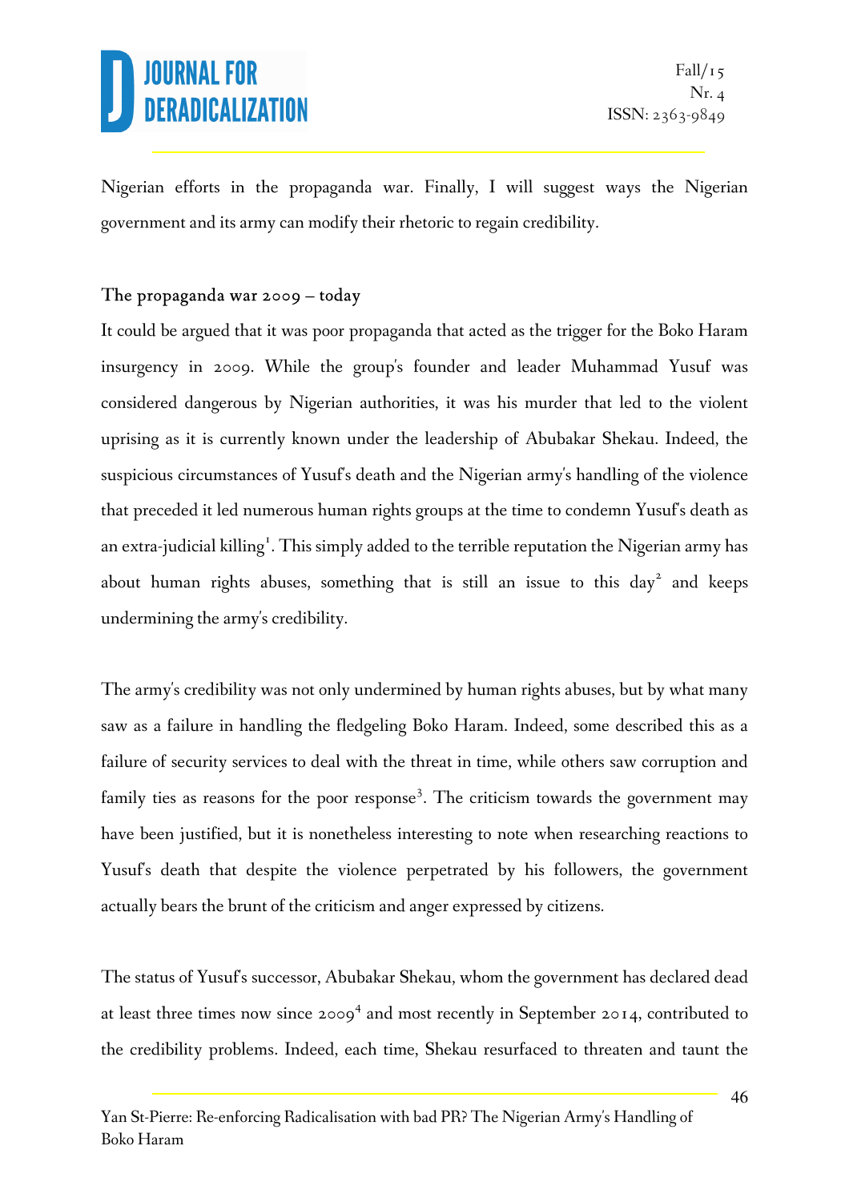Nigerian efforts in the propaganda war. Finally, I will suggest ways the Nigerian government and its army can modify their rhetoric to regain credibility.

## The propaganda war 2009 – today

It could be argued that it was poor propaganda that acted as the trigger for the Boko Haram insurgency in 2009. While the group's founder and leader Muhammad Yusuf was considered dangerous by Nigerian authorities, it was his murder that led to the violent uprising as it is currently known under the leadership of Abubakar Shekau. Indeed, the suspicious circumstances of Yusuf's death and the Nigerian army's handling of the violence that preceded it led numerous human rights groups at the time to condemn Yusuf's death as an extra-judicial killing[1]. This simply added to the terrible reputation the Nigerian army has about human rights abuses, something that is still an issue to this day[2] and keeps undermining the army's credibility.

The army's credibility was not only undermined by human rights abuses, but by what many saw as a failure in handling the fledgeling Boko Haram. Indeed, some described this as a failure of security services to deal with the threat in time, while others saw corruption and family ties as reasons for the poor response[3]. The criticism towards the government may have been justified, but it is nonetheless interesting to note when researching reactions to Yusuf's death that despite the violence perpetrated by his followers, the government actually bears the brunt of the criticism and anger expressed by citizens.

The status of Yusuf's successor, Abubakar Shekau, whom the government has declared dead at least three times now since 2009[4] and most recently in September 2014, contributed to the credibility problems. Indeed, each time, Shekau resurfaced to threaten and taunt the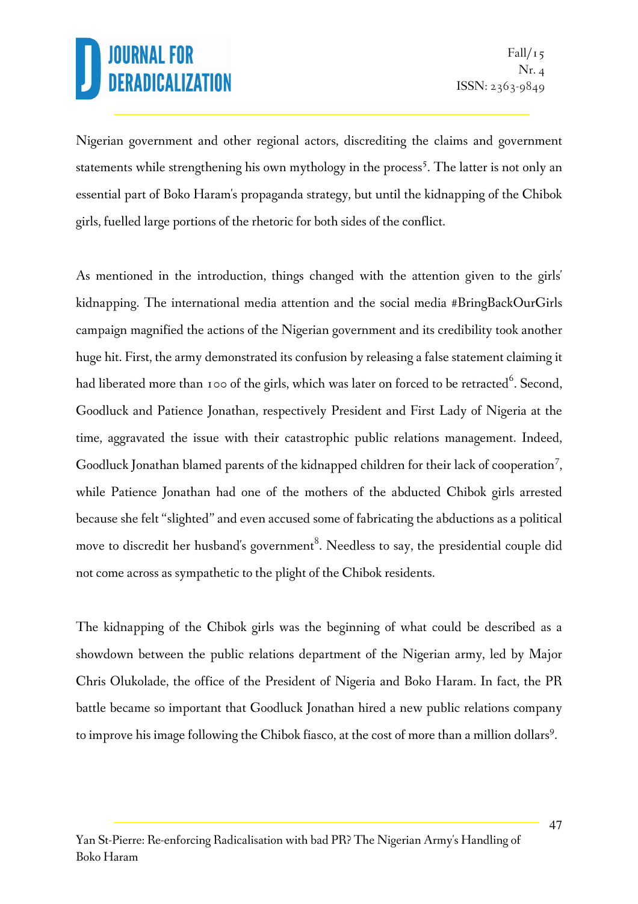Nigerian government and other regional actors, discrediting the claims and government statements while strengthening his own mythology in the process[5]. The latter is not only an essential part of Boko Haram's propaganda strategy, but until the kidnapping of the Chibok girls, fuelled large portions of the rhetoric for both sides of the conflict.

As mentioned in the introduction, things changed with the attention given to the girls' kidnapping. The international media attention and the social media #BringBackOurGirls campaign magnified the actions of the Nigerian government and its credibility took another huge hit. First, the army demonstrated its confusion by releasing a false statement claiming it had liberated more than 100 of the girls, which was later on forced to be retracted[6]. Second, Goodluck and Patience Jonathan, respectively President and First Lady of Nigeria at the time, aggravated the issue with their catastrophic public relations management. Indeed, Goodluck Jonathan blamed parents of the kidnapped children for their lack of cooperation[7], while Patience Jonathan had one of the mothers of the abducted Chibok girls arrested because she felt "slighted" and even accused some of fabricating the abductions as a political move to discredit her husband's government[8]. Needless to say, the presidential couple did not come across as sympathetic to the plight of the Chibok residents.

The kidnapping of the Chibok girls was the beginning of what could be described as a showdown between the public relations department of the Nigerian army, led by Major Chris Olukolade, the office of the President of Nigeria and Boko Haram. In fact, the PR battle became so important that Goodluck Jonathan hired a new public relations company to improve his image following the Chibok fiasco, at the cost of more than a million dollars[9].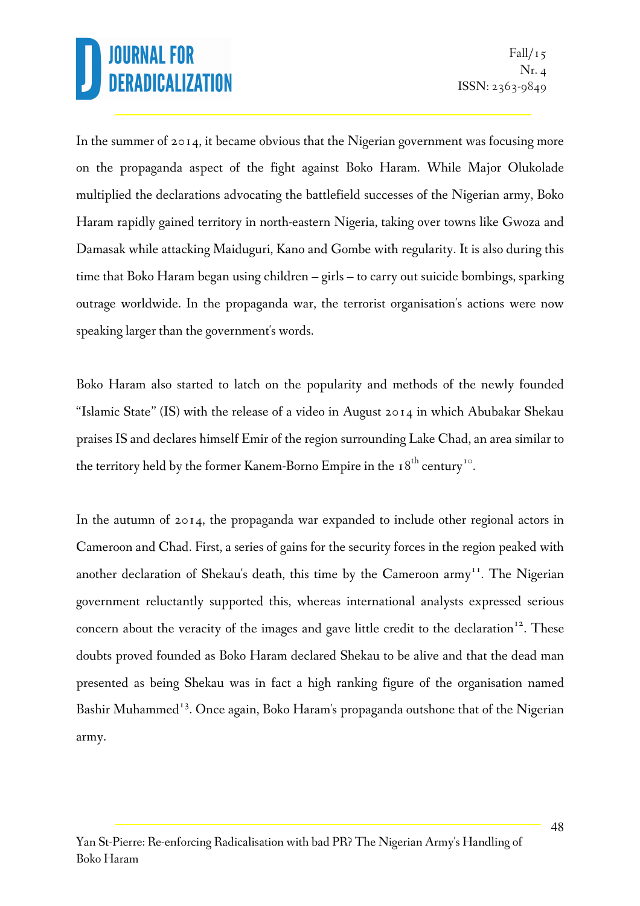In the summer of 2014, it became obvious that the Nigerian government was focusing more on the propaganda aspect of the fight against Boko Haram. While Major Olukolade multiplied the declarations advocating the battlefield successes of the Nigerian army, Boko Haram rapidly gained territory in north-eastern Nigeria, taking over towns like Gwoza and Damasak while attacking Maiduguri, Kano and Gombe with regularity. It is also during this time that Boko Haram began using children – girls – to carry out suicide bombings, sparking outrage worldwide. In the propaganda war, the terrorist organisation's actions were now speaking larger than the government's words.

Boko Haram also started to latch on the popularity and methods of the newly founded "Islamic State" (IS) with the release of a video in August 2014 in which Abubakar Shekau praises IS and declares himself Emir of the region surrounding Lake Chad, an area similar to the territory held by the former Kanem-Borno Empire in the 18th century[10].

In the autumn of 2014, the propaganda war expanded to include other regional actors in Cameroon and Chad. First, a series of gains for the security forces in the region peaked with another declaration of Shekau's death, this time by the Cameroon army[11]. The Nigerian government reluctantly supported this, whereas international analysts expressed serious concern about the veracity of the images and gave little credit to the declaration[12]. These doubts proved founded as Boko Haram declared Shekau to be alive and that the dead man presented as being Shekau was in fact a high ranking figure of the organisation named Bashir Muhammed[13]. Once again, Boko Haram's propaganda outshone that of the Nigerian army.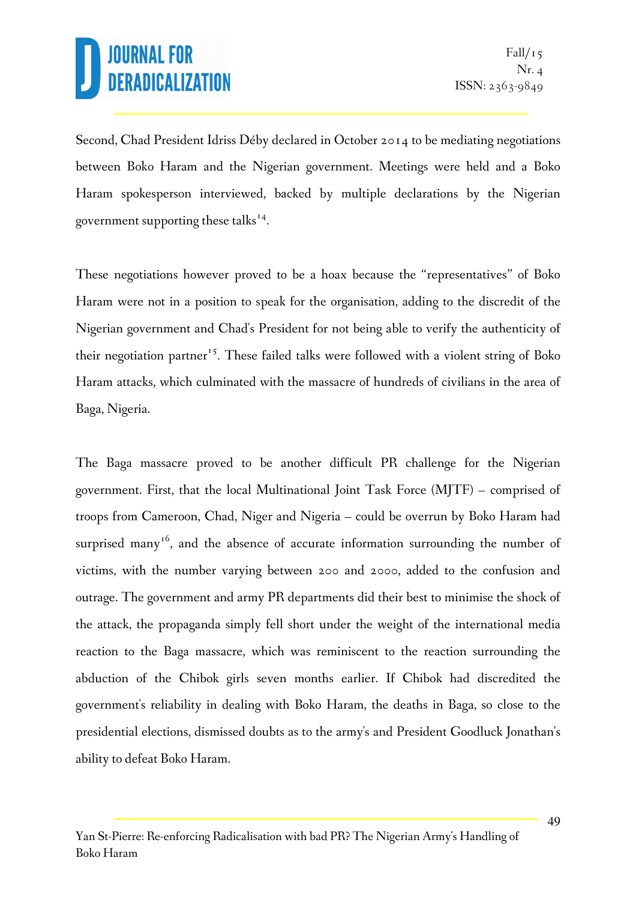Second, Chad President Idriss Déby declared in October 2014 to be mediating negotiations between Boko Haram and the Nigerian government. Meetings were held and a Boko Haram spokesperson interviewed, backed by multiple declarations by the Nigerian government supporting these talks[14].

These negotiations however proved to be a hoax because the "representatives" of Boko Haram were not in a position to speak for the organisation, adding to the discredit of the Nigerian government and Chad's President for not being able to verify the authenticity of their negotiation partner[15]. These failed talks were followed with a violent string of Boko Haram attacks, which culminated with the massacre of hundreds of civilians in the area of Baga, Nigeria.

The Baga massacre proved to be another difficult PR challenge for the Nigerian government. First, that the local Multinational Joint Task Force (MJTF) – comprised of troops from Cameroon, Chad, Niger and Nigeria – could be overrun by Boko Haram had surprised many[16], and the absence of accurate information surrounding the number of victims, with the number varying between 200 and 2000, added to the confusion and outrage. The government and army PR departments did their best to minimise the shock of the attack, the propaganda simply fell short under the weight of the international media reaction to the Baga massacre, which was reminiscent to the reaction surrounding the abduction of the Chibok girls seven months earlier. If Chibok had discredited the government's reliability in dealing with Boko Haram, the deaths in Baga, so close to the presidential elections, dismissed doubts as to the army's and President Goodluck Jonathan's ability to defeat Boko Haram.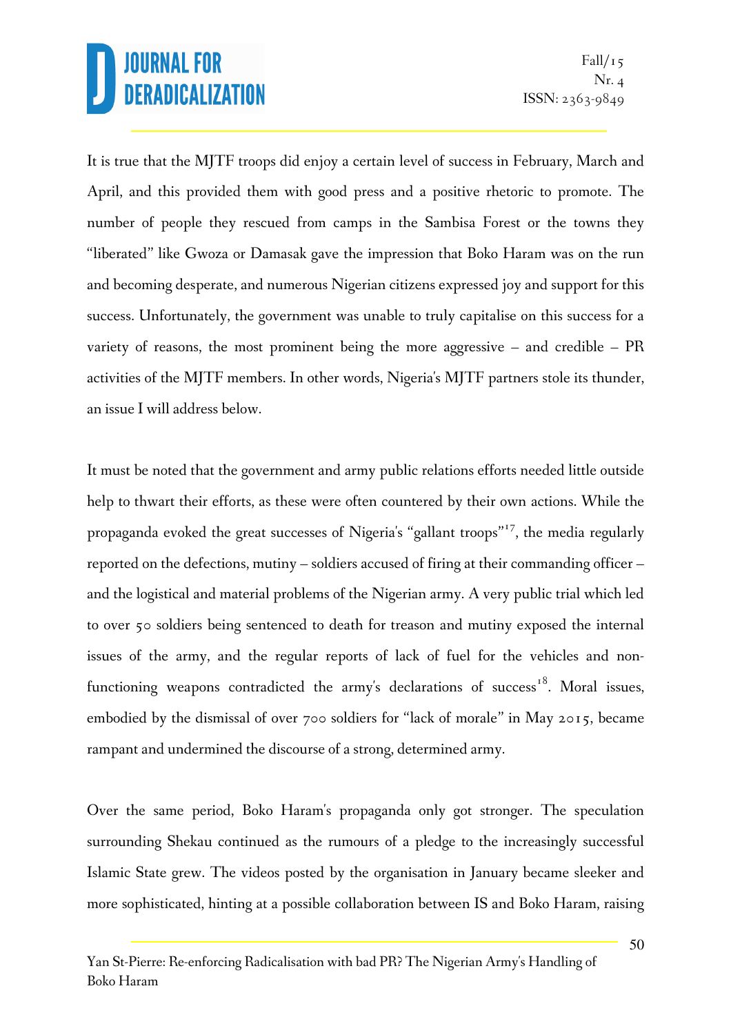It is true that the MJTF troops did enjoy a certain level of success in February, March and April, and this provided them with good press and a positive rhetoric to promote. The number of people they rescued from camps in the Sambisa Forest or the towns they "liberated" like Gwoza or Damasak gave the impression that Boko Haram was on the run and becoming desperate, and numerous Nigerian citizens expressed joy and support for this success. Unfortunately, the government was unable to truly capitalise on this success for a variety of reasons, the most prominent being the more aggressive – and credible – PR activities of the MJTF members. In other words, Nigeria's MJTF partners stole its thunder, an issue I will address below.

It must be noted that the government and army public relations efforts needed little outside help to thwart their efforts, as these were often countered by their own actions. While the propaganda evoked the great successes of Nigeria's "gallant troops"[17], the media regularly reported on the defections, mutiny – soldiers accused of firing at their commanding officer – and the logistical and material problems of the Nigerian army. A very public trial which led to over 50 soldiers being sentenced to death for treason and mutiny exposed the internal issues of the army, and the regular reports of lack of fuel for the vehicles and non-functioning weapons contradicted the army's declarations of success[18]. Moral issues, embodied by the dismissal of over 700 soldiers for "lack of morale" in May 2015, became rampant and undermined the discourse of a strong, determined army.

Over the same period, Boko Haram's propaganda only got stronger. The speculation surrounding Shekau continued as the rumours of a pledge to the increasingly successful Islamic State grew. The videos posted by the organisation in January became sleeker and more sophisticated, hinting at a possible collaboration between IS and Boko Haram, raising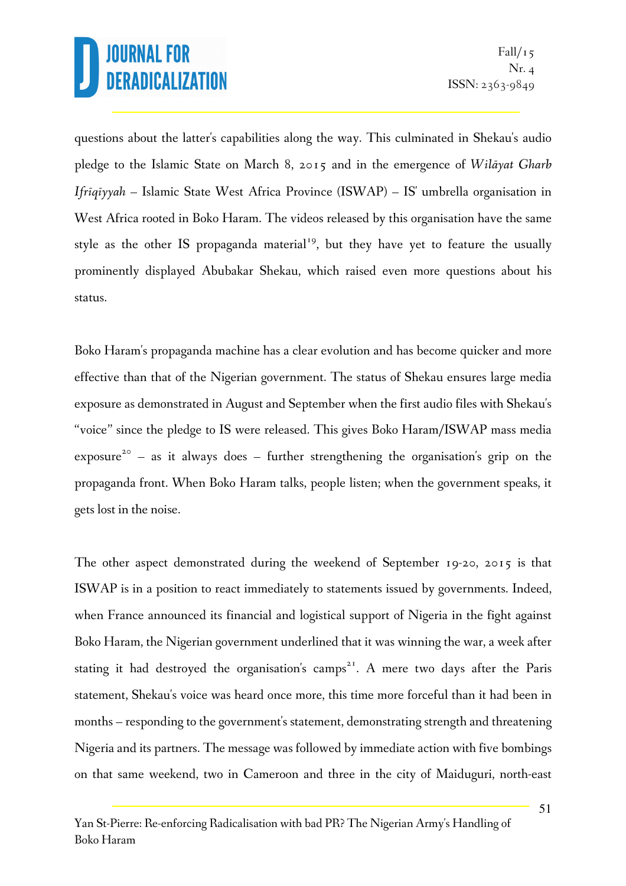questions about the latter's capabilities along the way. This culminated in Shekau's audio pledge to the Islamic State on March 8, 2015 and in the emergence of *Wilāyat Gharb Ifrīqīyyah* – Islamic State West Africa Province (ISWAP) – IS' umbrella organisation in West Africa rooted in Boko Haram. The videos released by this organisation have the same style as the other IS propaganda material[19], but they have yet to feature the usually prominently displayed Abubakar Shekau, which raised even more questions about his status.

Boko Haram's propaganda machine has a clear evolution and has become quicker and more effective than that of the Nigerian government. The status of Shekau ensures large media exposure as demonstrated in August and September when the first audio files with Shekau's "voice" since the pledge to IS were released. This gives Boko Haram/ISWAP mass media exposure[20] – as it always does – further strengthening the organisation's grip on the propaganda front. When Boko Haram talks, people listen; when the government speaks, it gets lost in the noise.

The other aspect demonstrated during the weekend of September 19-20, 2015 is that ISWAP is in a position to react immediately to statements issued by governments. Indeed, when France announced its financial and logistical support of Nigeria in the fight against Boko Haram, the Nigerian government underlined that it was winning the war, a week after stating it had destroyed the organisation's camps[21]. A mere two days after the Paris statement, Shekau's voice was heard once more, this time more forceful than it had been in months – responding to the government's statement, demonstrating strength and threatening Nigeria and its partners. The message was followed by immediate action with five bombings on that same weekend, two in Cameroon and three in the city of Maiduguri, north-east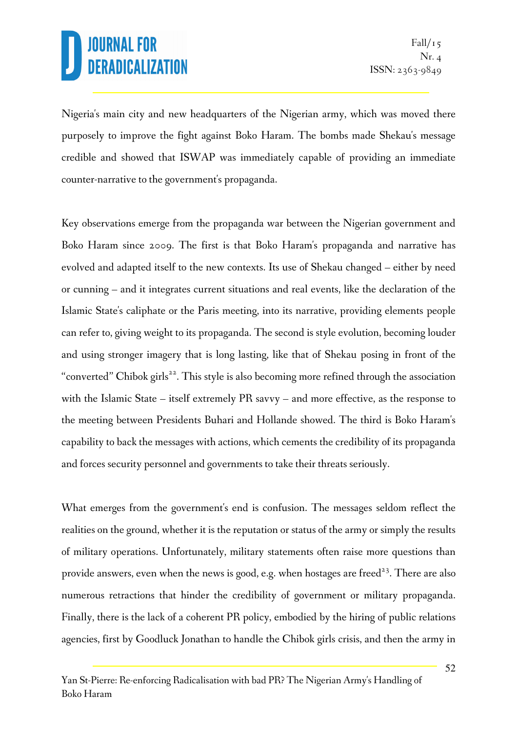Nigeria's main city and new headquarters of the Nigerian army, which was moved there purposely to improve the fight against Boko Haram. The bombs made Shekau's message credible and showed that ISWAP was immediately capable of providing an immediate counter-narrative to the government's propaganda.

Key observations emerge from the propaganda war between the Nigerian government and Boko Haram since 2009. The first is that Boko Haram's propaganda and narrative has evolved and adapted itself to the new contexts. Its use of Shekau changed – either by need or cunning – and it integrates current situations and real events, like the declaration of the Islamic State's caliphate or the Paris meeting, into its narrative, providing elements people can refer to, giving weight to its propaganda. The second is style evolution, becoming louder and using stronger imagery that is long lasting, like that of Shekau posing in front of the "converted" Chibok girls[22]. This style is also becoming more refined through the association with the Islamic State – itself extremely PR savvy – and more effective, as the response to the meeting between Presidents Buhari and Hollande showed. The third is Boko Haram's capability to back the messages with actions, which cements the credibility of its propaganda and forces security personnel and governments to take their threats seriously.

What emerges from the government's end is confusion. The messages seldom reflect the realities on the ground, whether it is the reputation or status of the army or simply the results of military operations. Unfortunately, military statements often raise more questions than provide answers, even when the news is good, e.g. when hostages are freed[23]. There are also numerous retractions that hinder the credibility of government or military propaganda. Finally, there is the lack of a coherent PR policy, embodied by the hiring of public relations agencies, first by Goodluck Jonathan to handle the Chibok girls crisis, and then the army in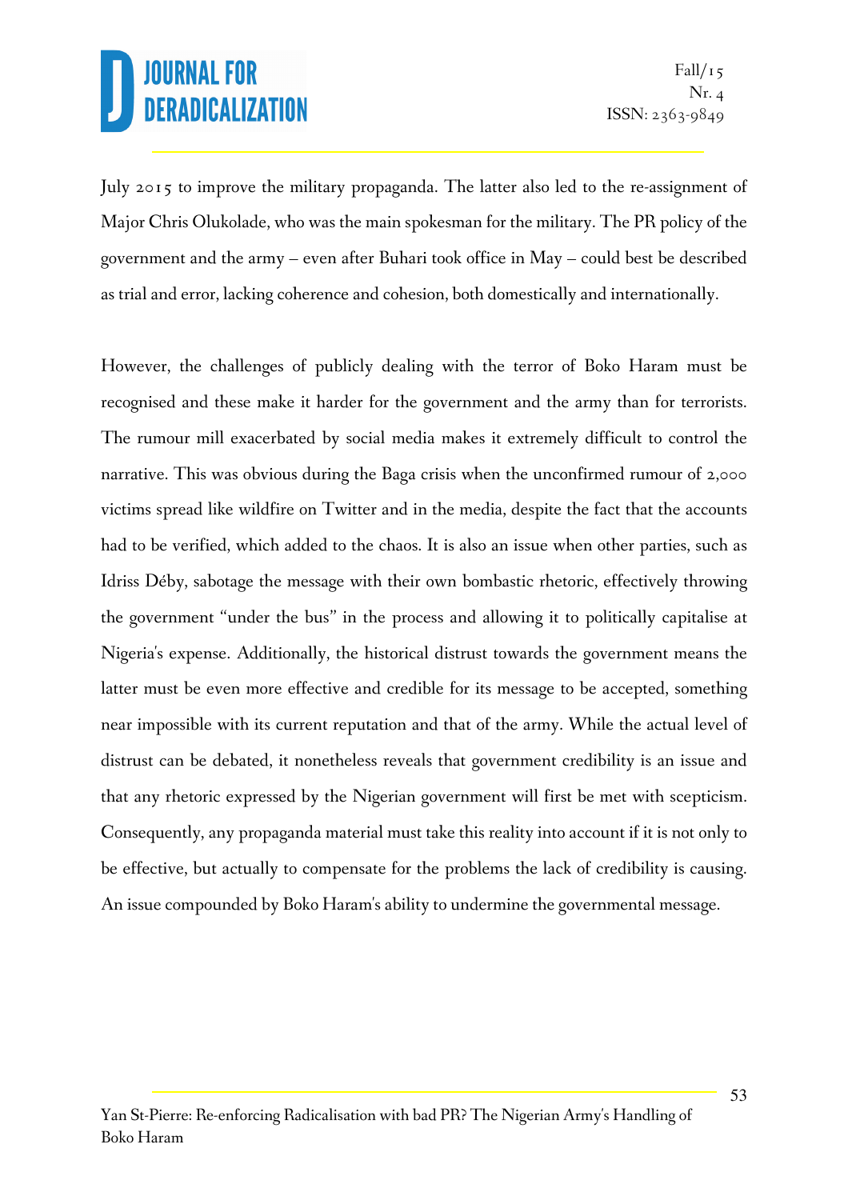July 2015 to improve the military propaganda. The latter also led to the re-assignment of Major Chris Olukolade, who was the main spokesman for the military. The PR policy of the government and the army – even after Buhari took office in May – could best be described as trial and error, lacking coherence and cohesion, both domestically and internationally.

However, the challenges of publicly dealing with the terror of Boko Haram must be recognised and these make it harder for the government and the army than for terrorists. The rumour mill exacerbated by social media makes it extremely difficult to control the narrative. This was obvious during the Baga crisis when the unconfirmed rumour of 2,000 victims spread like wildfire on Twitter and in the media, despite the fact that the accounts had to be verified, which added to the chaos. It is also an issue when other parties, such as Idriss Déby, sabotage the message with their own bombastic rhetoric, effectively throwing the government "under the bus" in the process and allowing it to politically capitalise at Nigeria's expense. Additionally, the historical distrust towards the government means the latter must be even more effective and credible for its message to be accepted, something near impossible with its current reputation and that of the army. While the actual level of distrust can be debated, it nonetheless reveals that government credibility is an issue and that any rhetoric expressed by the Nigerian government will first be met with scepticism. Consequently, any propaganda material must take this reality into account if it is not only to be effective, but actually to compensate for the problems the lack of credibility is causing. An issue compounded by Boko Haram's ability to undermine the governmental message.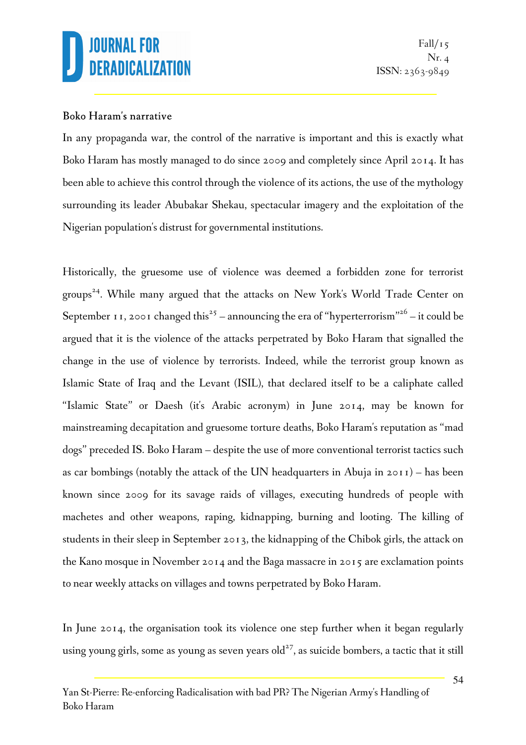## Boko Haram's narrative

In any propaganda war, the control of the narrative is important and this is exactly what Boko Haram has mostly managed to do since 2009 and completely since April 2014. It has been able to achieve this control through the violence of its actions, the use of the mythology surrounding its leader Abubakar Shekau, spectacular imagery and the exploitation of the Nigerian population's distrust for governmental institutions.

Historically, the gruesome use of violence was deemed a forbidden zone for terrorist groups[24]. While many argued that the attacks on New York's World Trade Center on September 11, 2001 changed this[25] – announcing the era of "hyperterrorism"[26] – it could be argued that it is the violence of the attacks perpetrated by Boko Haram that signalled the change in the use of violence by terrorists. Indeed, while the terrorist group known as Islamic State of Iraq and the Levant (ISIL), that declared itself to be a caliphate called "Islamic State" or Daesh (it's Arabic acronym) in June 2014, may be known for mainstreaming decapitation and gruesome torture deaths, Boko Haram's reputation as "mad dogs" preceded IS. Boko Haram – despite the use of more conventional terrorist tactics such as car bombings (notably the attack of the UN headquarters in Abuja in 2011) – has been known since 2009 for its savage raids of villages, executing hundreds of people with machetes and other weapons, raping, kidnapping, burning and looting. The killing of students in their sleep in September 2013, the kidnapping of the Chibok girls, the attack on the Kano mosque in November 2014 and the Baga massacre in 2015 are exclamation points to near weekly attacks on villages and towns perpetrated by Boko Haram.

In June 2014, the organisation took its violence one step further when it began regularly using young girls, some as young as seven years old[27], as suicide bombers, a tactic that it still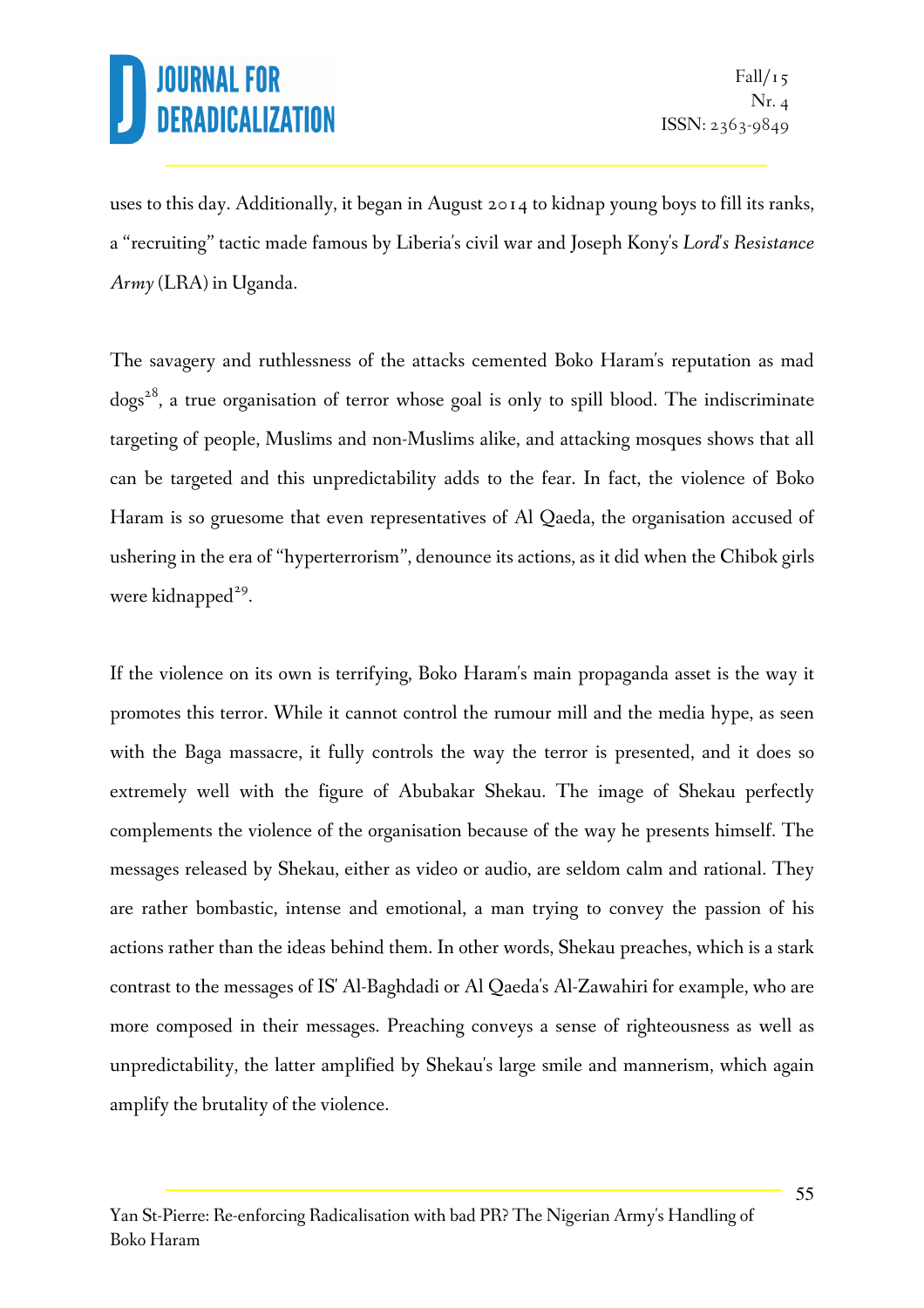uses to this day. Additionally, it began in August 2014 to kidnap young boys to fill its ranks, a "recruiting" tactic made famous by Liberia's civil war and Joseph Kony's *Lord's Resistance Army* (LRA) in Uganda.

The savagery and ruthlessness of the attacks cemented Boko Haram's reputation as mad dogs[28], a true organisation of terror whose goal is only to spill blood. The indiscriminate targeting of people, Muslims and non-Muslims alike, and attacking mosques shows that all can be targeted and this unpredictability adds to the fear. In fact, the violence of Boko Haram is so gruesome that even representatives of Al Qaeda, the organisation accused of ushering in the era of "hyperterrorism", denounce its actions, as it did when the Chibok girls were kidnapped[29].

If the violence on its own is terrifying, Boko Haram's main propaganda asset is the way it promotes this terror. While it cannot control the rumour mill and the media hype, as seen with the Baga massacre, it fully controls the way the terror is presented, and it does so extremely well with the figure of Abubakar Shekau. The image of Shekau perfectly complements the violence of the organisation because of the way he presents himself. The messages released by Shekau, either as video or audio, are seldom calm and rational. They are rather bombastic, intense and emotional, a man trying to convey the passion of his actions rather than the ideas behind them. In other words, Shekau preaches, which is a stark contrast to the messages of IS' Al-Baghdadi or Al Qaeda's Al-Zawahiri for example, who are more composed in their messages. Preaching conveys a sense of righteousness as well as unpredictability, the latter amplified by Shekau's large smile and mannerism, which again amplify the brutality of the violence.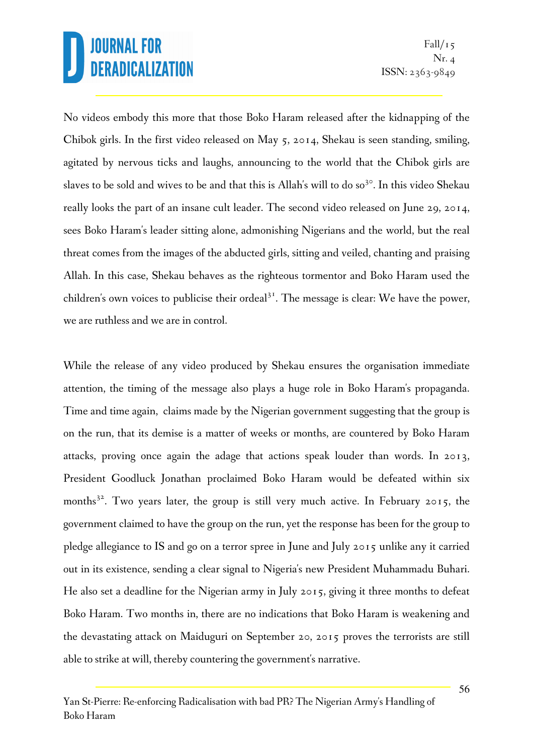No videos embody this more that those Boko Haram released after the kidnapping of the Chibok girls. In the first video released on May 5, 2014, Shekau is seen standing, smiling, agitated by nervous ticks and laughs, announcing to the world that the Chibok girls are slaves to be sold and wives to be and that this is Allah's will to do so[30]. In this video Shekau really looks the part of an insane cult leader. The second video released on June 29, 2014, sees Boko Haram's leader sitting alone, admonishing Nigerians and the world, but the real threat comes from the images of the abducted girls, sitting and veiled, chanting and praising Allah. In this case, Shekau behaves as the righteous tormentor and Boko Haram used the children's own voices to publicise their ordeal[31]. The message is clear: We have the power, we are ruthless and we are in control.

While the release of any video produced by Shekau ensures the organisation immediate attention, the timing of the message also plays a huge role in Boko Haram's propaganda. Time and time again, claims made by the Nigerian government suggesting that the group is on the run, that its demise is a matter of weeks or months, are countered by Boko Haram attacks, proving once again the adage that actions speak louder than words. In 2013, President Goodluck Jonathan proclaimed Boko Haram would be defeated within six months[32]. Two years later, the group is still very much active. In February 2015, the government claimed to have the group on the run, yet the response has been for the group to pledge allegiance to IS and go on a terror spree in June and July 2015 unlike any it carried out in its existence, sending a clear signal to Nigeria's new President Muhammadu Buhari. He also set a deadline for the Nigerian army in July 2015, giving it three months to defeat Boko Haram. Two months in, there are no indications that Boko Haram is weakening and the devastating attack on Maiduguri on September 20, 2015 proves the terrorists are still able to strike at will, thereby countering the government's narrative.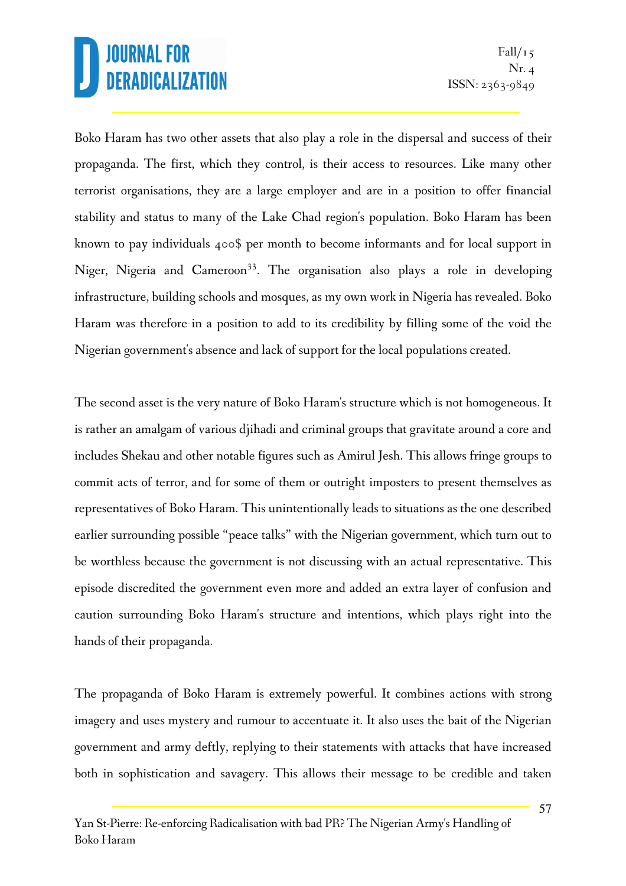Boko Haram has two other assets that also play a role in the dispersal and success of their propaganda. The first, which they control, is their access to resources. Like many other terrorist organisations, they are a large employer and are in a position to offer financial stability and status to many of the Lake Chad region's population. Boko Haram has been known to pay individuals 400$ per month to become informants and for local support in Niger, Nigeria and Cameroon[33]. The organisation also plays a role in developing infrastructure, building schools and mosques, as my own work in Nigeria has revealed. Boko Haram was therefore in a position to add to its credibility by filling some of the void the Nigerian government's absence and lack of support for the local populations created.

The second asset is the very nature of Boko Haram's structure which is not homogeneous. It is rather an amalgam of various djihadi and criminal groups that gravitate around a core and includes Shekau and other notable figures such as Amirul Jesh. This allows fringe groups to commit acts of terror, and for some of them or outright imposters to present themselves as representatives of Boko Haram. This unintentionally leads to situations as the one described earlier surrounding possible "peace talks" with the Nigerian government, which turn out to be worthless because the government is not discussing with an actual representative. This episode discredited the government even more and added an extra layer of confusion and caution surrounding Boko Haram's structure and intentions, which plays right into the hands of their propaganda.

The propaganda of Boko Haram is extremely powerful. It combines actions with strong imagery and uses mystery and rumour to accentuate it. It also uses the bait of the Nigerian government and army deftly, replying to their statements with attacks that have increased both in sophistication and savagery. This allows their message to be credible and taken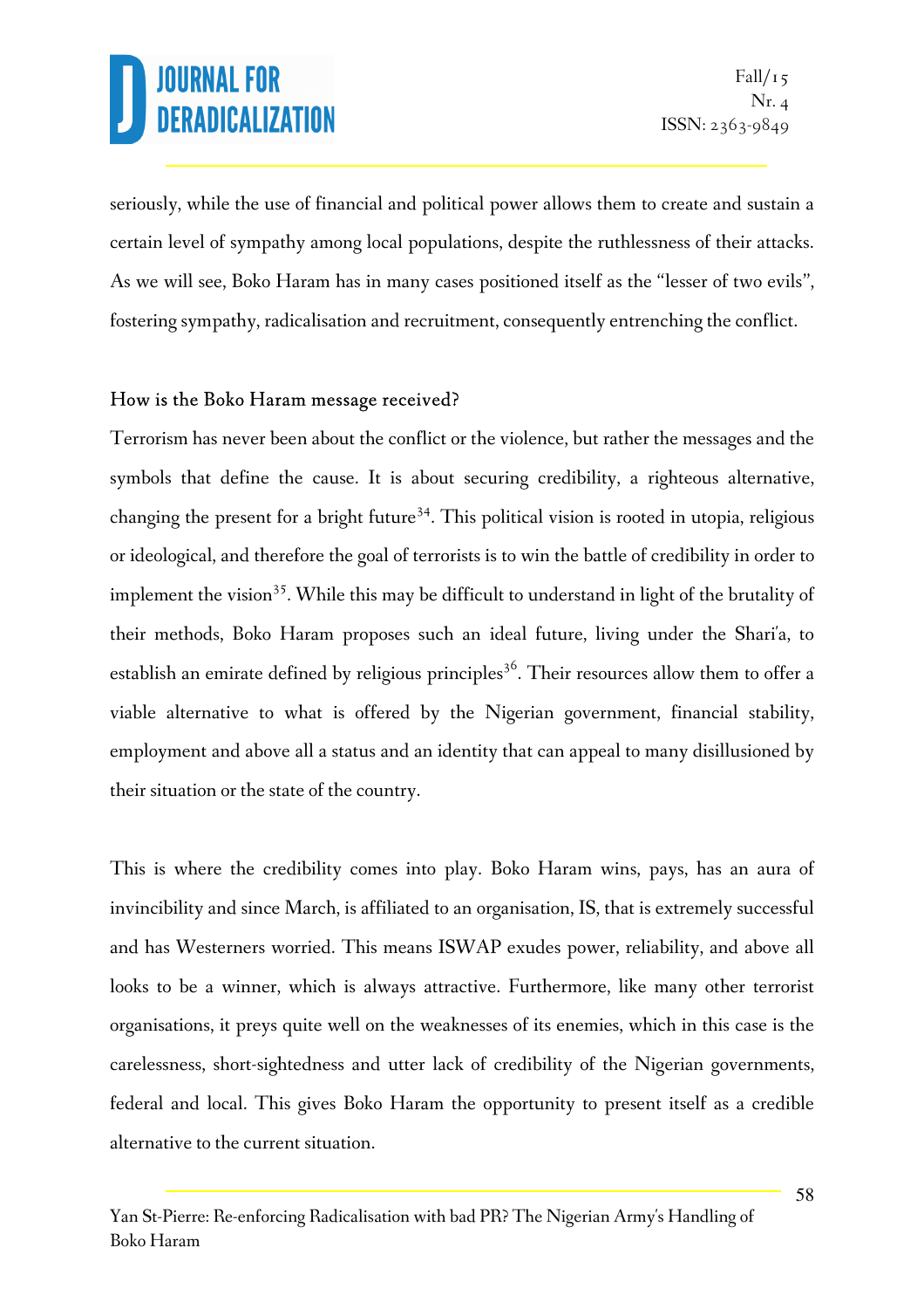seriously, while the use of financial and political power allows them to create and sustain a certain level of sympathy among local populations, despite the ruthlessness of their attacks. As we will see, Boko Haram has in many cases positioned itself as the "lesser of two evils", fostering sympathy, radicalisation and recruitment, consequently entrenching the conflict.

### How is the Boko Haram message received?

Terrorism has never been about the conflict or the violence, but rather the messages and the symbols that define the cause. It is about securing credibility, a righteous alternative, changing the present for a bright future[34]. This political vision is rooted in utopia, religious or ideological, and therefore the goal of terrorists is to win the battle of credibility in order to implement the vision[35]. While this may be difficult to understand in light of the brutality of their methods, Boko Haram proposes such an ideal future, living under the Shari'a, to establish an emirate defined by religious principles[36]. Their resources allow them to offer a viable alternative to what is offered by the Nigerian government, financial stability, employment and above all a status and an identity that can appeal to many disillusioned by their situation or the state of the country.

This is where the credibility comes into play. Boko Haram wins, pays, has an aura of invincibility and since March, is affiliated to an organisation, IS, that is extremely successful and has Westerners worried. This means ISWAP exudes power, reliability, and above all looks to be a winner, which is always attractive. Furthermore, like many other terrorist organisations, it preys quite well on the weaknesses of its enemies, which in this case is the carelessness, short-sightedness and utter lack of credibility of the Nigerian governments, federal and local. This gives Boko Haram the opportunity to present itself as a credible alternative to the current situation.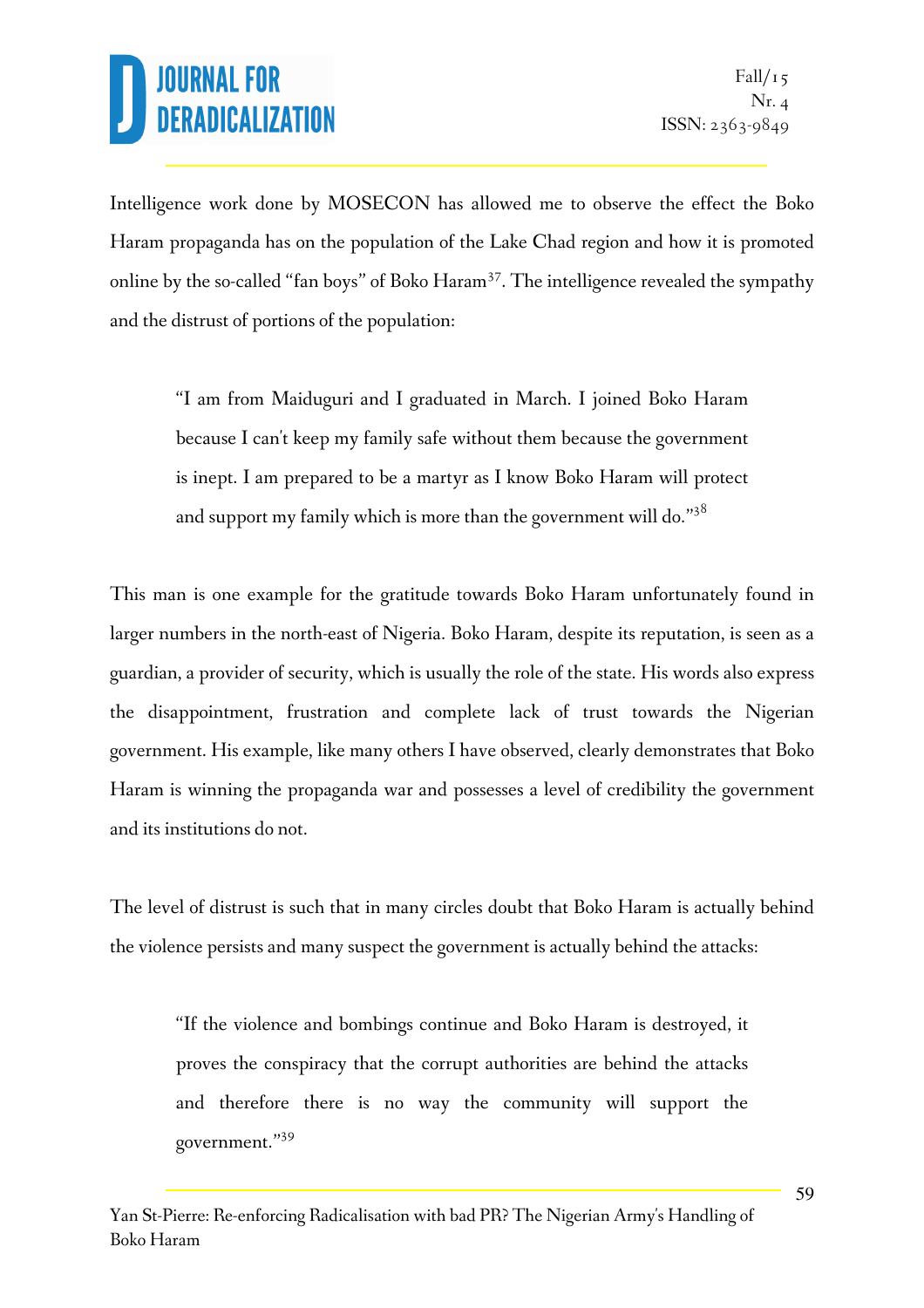Intelligence work done by MOSECON has allowed me to observe the effect the Boko Haram propaganda has on the population of the Lake Chad region and how it is promoted online by the so-called "fan boys" of Boko Haram[37]. The intelligence revealed the sympathy and the distrust of portions of the population:

> "I am from Maiduguri and I graduated in March. I joined Boko Haram because I can't keep my family safe without them because the government is inept. I am prepared to be a martyr as I know Boko Haram will protect and support my family which is more than the government will do."[38]

This man is one example for the gratitude towards Boko Haram unfortunately found in larger numbers in the north-east of Nigeria. Boko Haram, despite its reputation, is seen as a guardian, a provider of security, which is usually the role of the state. His words also express the disappointment, frustration and complete lack of trust towards the Nigerian government. His example, like many others I have observed, clearly demonstrates that Boko Haram is winning the propaganda war and possesses a level of credibility the government and its institutions do not.

The level of distrust is such that in many circles doubt that Boko Haram is actually behind the violence persists and many suspect the government is actually behind the attacks:

> "If the violence and bombings continue and Boko Haram is destroyed, it proves the conspiracy that the corrupt authorities are behind the attacks and therefore there is no way the community will support the government."[39]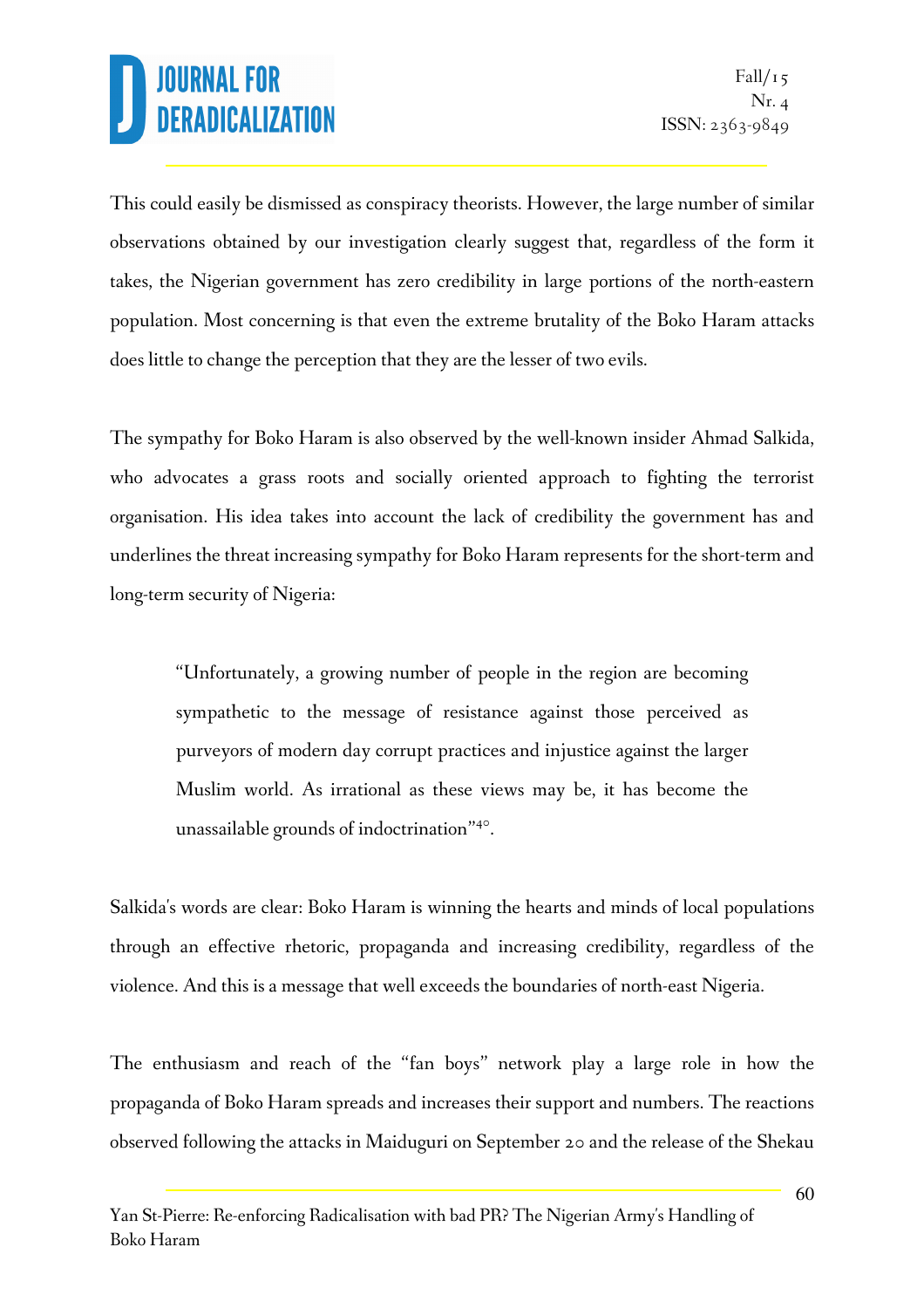This could easily be dismissed as conspiracy theorists. However, the large number of similar observations obtained by our investigation clearly suggest that, regardless of the form it takes, the Nigerian government has zero credibility in large portions of the north-eastern population. Most concerning is that even the extreme brutality of the Boko Haram attacks does little to change the perception that they are the lesser of two evils.

The sympathy for Boko Haram is also observed by the well-known insider Ahmad Salkida, who advocates a grass roots and socially oriented approach to fighting the terrorist organisation. His idea takes into account the lack of credibility the government has and underlines the threat increasing sympathy for Boko Haram represents for the short-term and long-term security of Nigeria:

> "Unfortunately, a growing number of people in the region are becoming sympathetic to the message of resistance against those perceived as purveyors of modern day corrupt practices and injustice against the larger Muslim world. As irrational as these views may be, it has become the unassailable grounds of indoctrination"[40].

Salkida's words are clear: Boko Haram is winning the hearts and minds of local populations through an effective rhetoric, propaganda and increasing credibility, regardless of the violence. And this is a message that well exceeds the boundaries of north-east Nigeria.

The enthusiasm and reach of the "fan boys" network play a large role in how the propaganda of Boko Haram spreads and increases their support and numbers. The reactions observed following the attacks in Maiduguri on September 20 and the release of the Shekau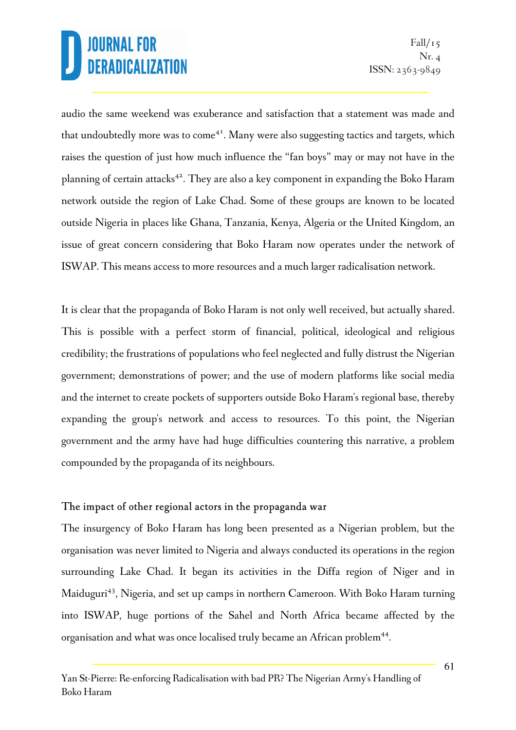audio the same weekend was exuberance and satisfaction that a statement was made and that undoubtedly more was to come[41]. Many were also suggesting tactics and targets, which raises the question of just how much influence the "fan boys" may or may not have in the planning of certain attacks[42]. They are also a key component in expanding the Boko Haram network outside the region of Lake Chad. Some of these groups are known to be located outside Nigeria in places like Ghana, Tanzania, Kenya, Algeria or the United Kingdom, an issue of great concern considering that Boko Haram now operates under the network of ISWAP. This means access to more resources and a much larger radicalisation network.

It is clear that the propaganda of Boko Haram is not only well received, but actually shared. This is possible with a perfect storm of financial, political, ideological and religious credibility; the frustrations of populations who feel neglected and fully distrust the Nigerian government; demonstrations of power; and the use of modern platforms like social media and the internet to create pockets of supporters outside Boko Haram's regional base, thereby expanding the group's network and access to resources. To this point, the Nigerian government and the army have had huge difficulties countering this narrative, a problem compounded by the propaganda of its neighbours.

## The impact of other regional actors in the propaganda war

The insurgency of Boko Haram has long been presented as a Nigerian problem, but the organisation was never limited to Nigeria and always conducted its operations in the region surrounding Lake Chad. It began its activities in the Diffa region of Niger and in Maiduguri[43], Nigeria, and set up camps in northern Cameroon. With Boko Haram turning into ISWAP, huge portions of the Sahel and North Africa became affected by the organisation and what was once localised truly became an African problem[44].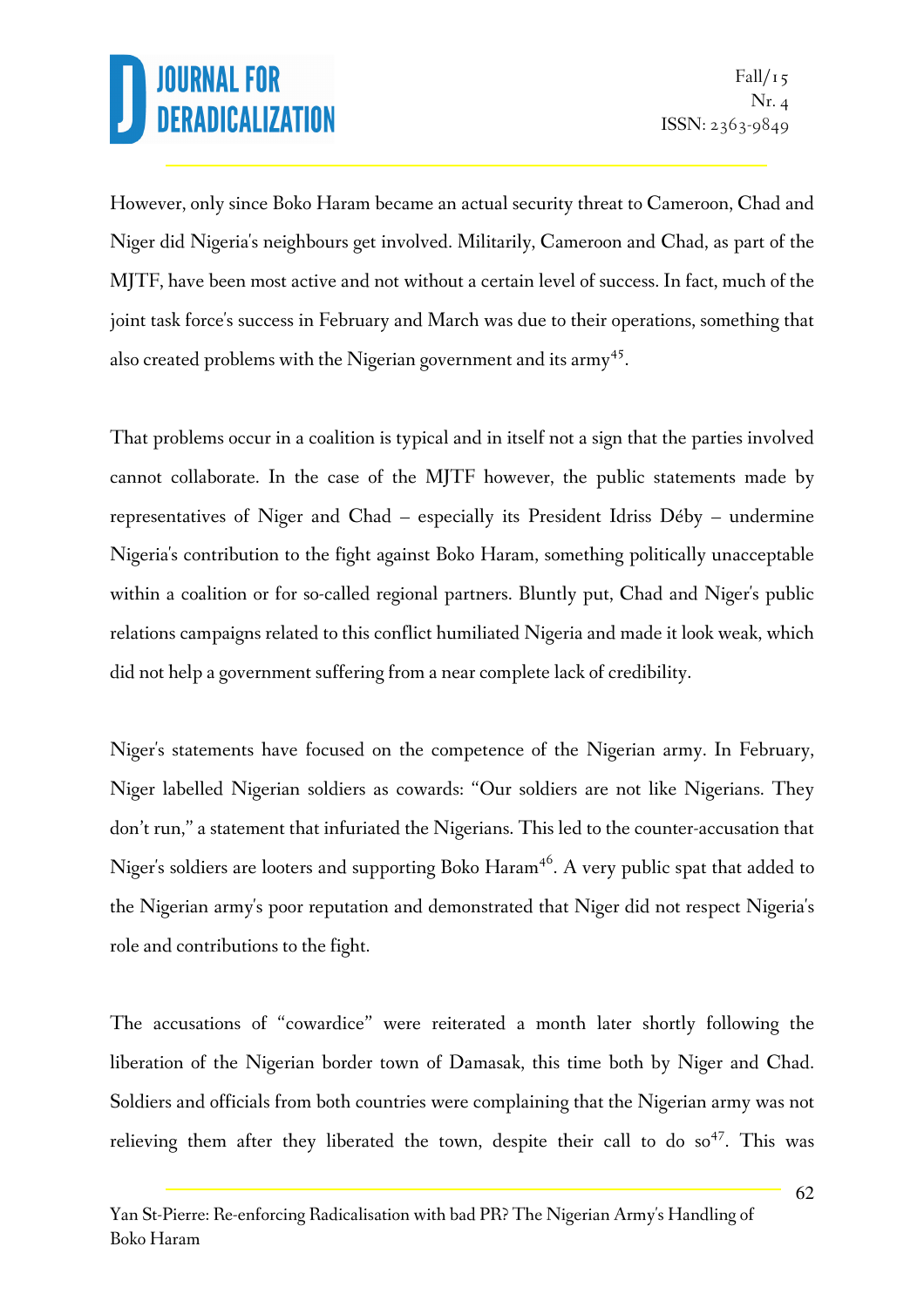However, only since Boko Haram became an actual security threat to Cameroon, Chad and Niger did Nigeria's neighbours get involved. Militarily, Cameroon and Chad, as part of the MJTF, have been most active and not without a certain level of success. In fact, much of the joint task force's success in February and March was due to their operations, something that also created problems with the Nigerian government and its army[45].

That problems occur in a coalition is typical and in itself not a sign that the parties involved cannot collaborate. In the case of the MJTF however, the public statements made by representatives of Niger and Chad – especially its President Idriss Déby – undermine Nigeria's contribution to the fight against Boko Haram, something politically unacceptable within a coalition or for so-called regional partners. Bluntly put, Chad and Niger's public relations campaigns related to this conflict humiliated Nigeria and made it look weak, which did not help a government suffering from a near complete lack of credibility.

Niger's statements have focused on the competence of the Nigerian army. In February, Niger labelled Nigerian soldiers as cowards: "Our soldiers are not like Nigerians. They don't run," a statement that infuriated the Nigerians. This led to the counter-accusation that Niger's soldiers are looters and supporting Boko Haram[46]. A very public spat that added to the Nigerian army's poor reputation and demonstrated that Niger did not respect Nigeria's role and contributions to the fight.

The accusations of "cowardice" were reiterated a month later shortly following the liberation of the Nigerian border town of Damasak, this time both by Niger and Chad. Soldiers and officials from both countries were complaining that the Nigerian army was not relieving them after they liberated the town, despite their call to do so[47]. This was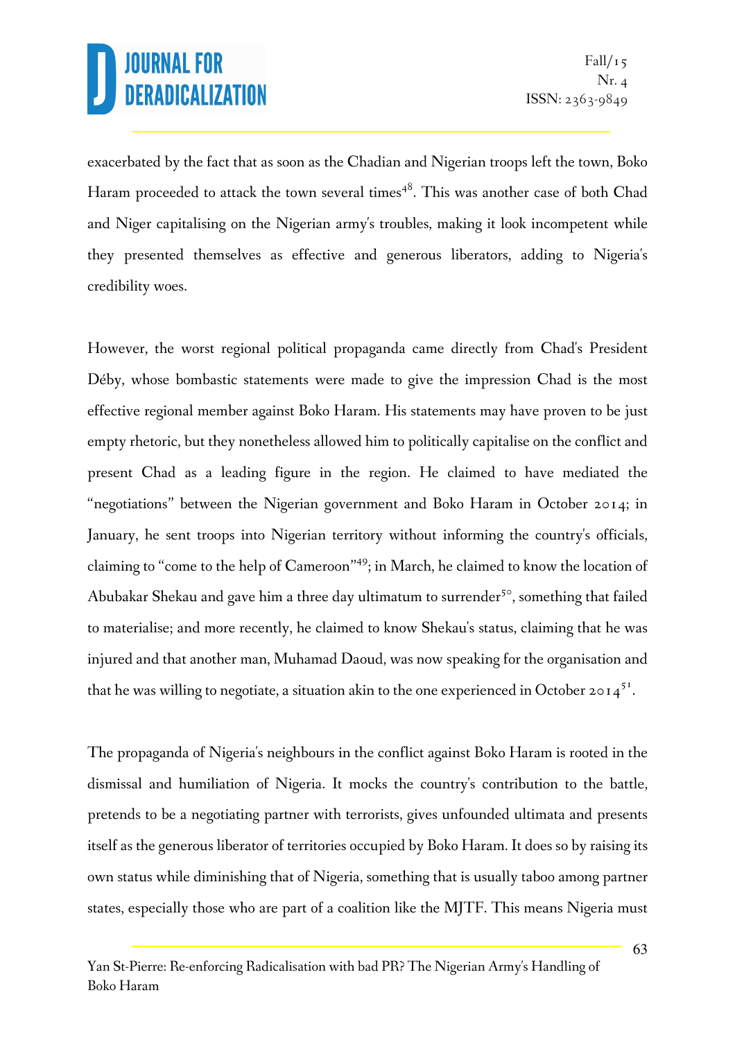exacerbated by the fact that as soon as the Chadian and Nigerian troops left the town, Boko Haram proceeded to attack the town several times[48]. This was another case of both Chad and Niger capitalising on the Nigerian army's troubles, making it look incompetent while they presented themselves as effective and generous liberators, adding to Nigeria's credibility woes.

However, the worst regional political propaganda came directly from Chad's President Déby, whose bombastic statements were made to give the impression Chad is the most effective regional member against Boko Haram. His statements may have proven to be just empty rhetoric, but they nonetheless allowed him to politically capitalise on the conflict and present Chad as a leading figure in the region. He claimed to have mediated the "negotiations" between the Nigerian government and Boko Haram in October 2014; in January, he sent troops into Nigerian territory without informing the country's officials, claiming to "come to the help of Cameroon"[49]; in March, he claimed to know the location of Abubakar Shekau and gave him a three day ultimatum to surrender[50], something that failed to materialise; and more recently, he claimed to know Shekau's status, claiming that he was injured and that another man, Muhamad Daoud, was now speaking for the organisation and that he was willing to negotiate, a situation akin to the one experienced in October 2014[51].

The propaganda of Nigeria's neighbours in the conflict against Boko Haram is rooted in the dismissal and humiliation of Nigeria. It mocks the country's contribution to the battle, pretends to be a negotiating partner with terrorists, gives unfounded ultimata and presents itself as the generous liberator of territories occupied by Boko Haram. It does so by raising its own status while diminishing that of Nigeria, something that is usually taboo among partner states, especially those who are part of a coalition like the MJTF. This means Nigeria must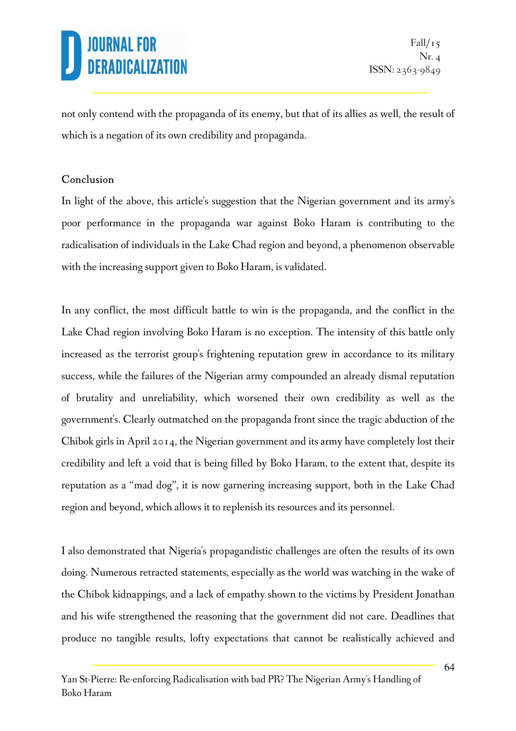not only contend with the propaganda of its enemy, but that of its allies as well, the result of which is a negation of its own credibility and propaganda.

## Conclusion

In light of the above, this article's suggestion that the Nigerian government and its army's poor performance in the propaganda war against Boko Haram is contributing to the radicalisation of individuals in the Lake Chad region and beyond, a phenomenon observable with the increasing support given to Boko Haram, is validated.

In any conflict, the most difficult battle to win is the propaganda, and the conflict in the Lake Chad region involving Boko Haram is no exception. The intensity of this battle only increased as the terrorist group's frightening reputation grew in accordance to its military success, while the failures of the Nigerian army compounded an already dismal reputation of brutality and unreliability, which worsened their own credibility as well as the government's. Clearly outmatched on the propaganda front since the tragic abduction of the Chibok girls in April 2014, the Nigerian government and its army have completely lost their credibility and left a void that is being filled by Boko Haram, to the extent that, despite its reputation as a "mad dog", it is now garnering increasing support, both in the Lake Chad region and beyond, which allows it to replenish its resources and its personnel.

I also demonstrated that Nigeria's propagandistic challenges are often the results of its own doing. Numerous retracted statements, especially as the world was watching in the wake of the Chibok kidnappings, and a lack of empathy shown to the victims by President Jonathan and his wife strengthened the reasoning that the government did not care. Deadlines that produce no tangible results, lofty expectations that cannot be realistically achieved and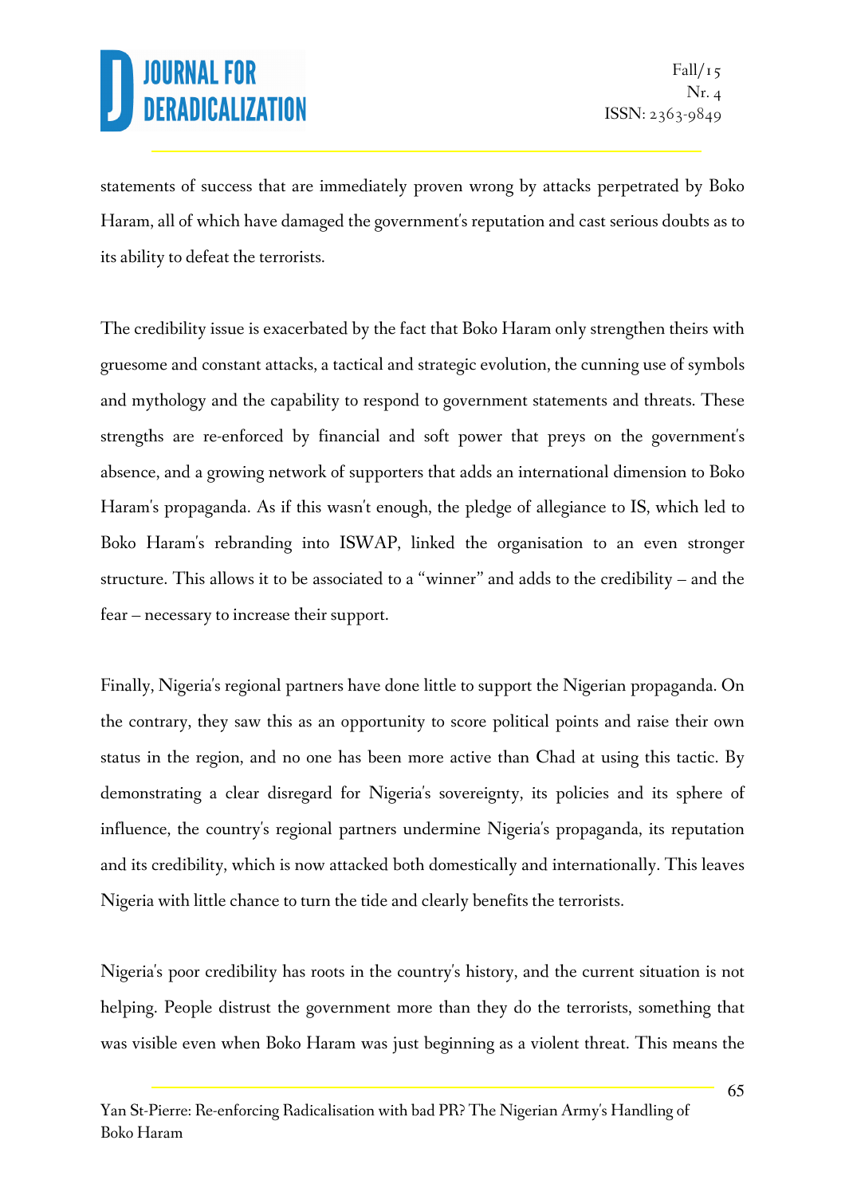statements of success that are immediately proven wrong by attacks perpetrated by Boko Haram, all of which have damaged the government's reputation and cast serious doubts as to its ability to defeat the terrorists.

The credibility issue is exacerbated by the fact that Boko Haram only strengthen theirs with gruesome and constant attacks, a tactical and strategic evolution, the cunning use of symbols and mythology and the capability to respond to government statements and threats. These strengths are re-enforced by financial and soft power that preys on the government's absence, and a growing network of supporters that adds an international dimension to Boko Haram's propaganda. As if this wasn't enough, the pledge of allegiance to IS, which led to Boko Haram's rebranding into ISWAP, linked the organisation to an even stronger structure. This allows it to be associated to a "winner" and adds to the credibility – and the fear – necessary to increase their support.

Finally, Nigeria's regional partners have done little to support the Nigerian propaganda. On the contrary, they saw this as an opportunity to score political points and raise their own status in the region, and no one has been more active than Chad at using this tactic. By demonstrating a clear disregard for Nigeria's sovereignty, its policies and its sphere of influence, the country's regional partners undermine Nigeria's propaganda, its reputation and its credibility, which is now attacked both domestically and internationally. This leaves Nigeria with little chance to turn the tide and clearly benefits the terrorists.

Nigeria's poor credibility has roots in the country's history, and the current situation is not helping. People distrust the government more than they do the terrorists, something that was visible even when Boko Haram was just beginning as a violent threat. This means the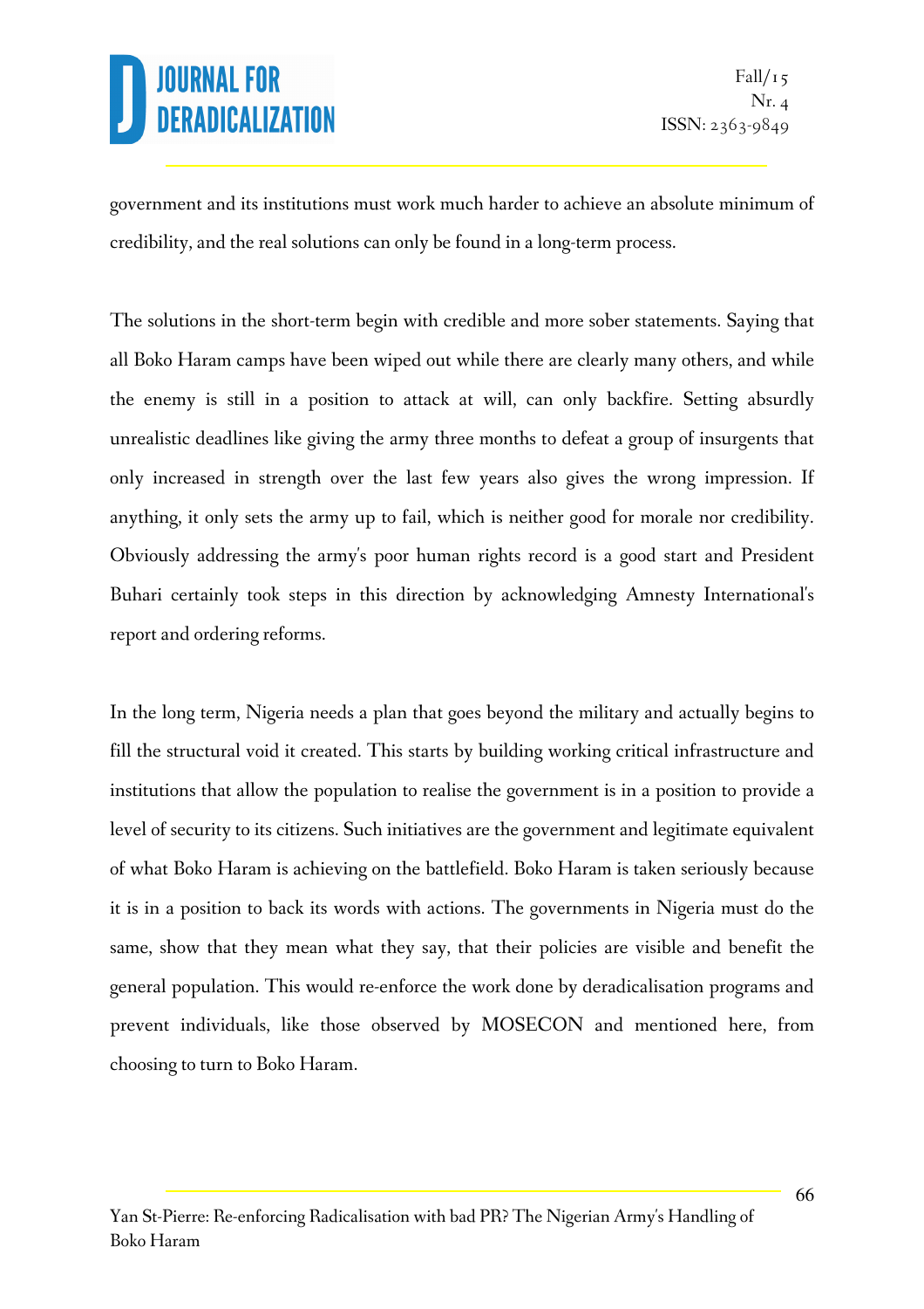government and its institutions must work much harder to achieve an absolute minimum of credibility, and the real solutions can only be found in a long-term process.

The solutions in the short-term begin with credible and more sober statements. Saying that all Boko Haram camps have been wiped out while there are clearly many others, and while the enemy is still in a position to attack at will, can only backfire. Setting absurdly unrealistic deadlines like giving the army three months to defeat a group of insurgents that only increased in strength over the last few years also gives the wrong impression. If anything, it only sets the army up to fail, which is neither good for morale nor credibility. Obviously addressing the army's poor human rights record is a good start and President Buhari certainly took steps in this direction by acknowledging Amnesty International's report and ordering reforms.

In the long term, Nigeria needs a plan that goes beyond the military and actually begins to fill the structural void it created. This starts by building working critical infrastructure and institutions that allow the population to realise the government is in a position to provide a level of security to its citizens. Such initiatives are the government and legitimate equivalent of what Boko Haram is achieving on the battlefield. Boko Haram is taken seriously because it is in a position to back its words with actions. The governments in Nigeria must do the same, show that they mean what they say, that their policies are visible and benefit the general population. This would re-enforce the work done by deradicalisation programs and prevent individuals, like those observed by MOSECON and mentioned here, from choosing to turn to Boko Haram.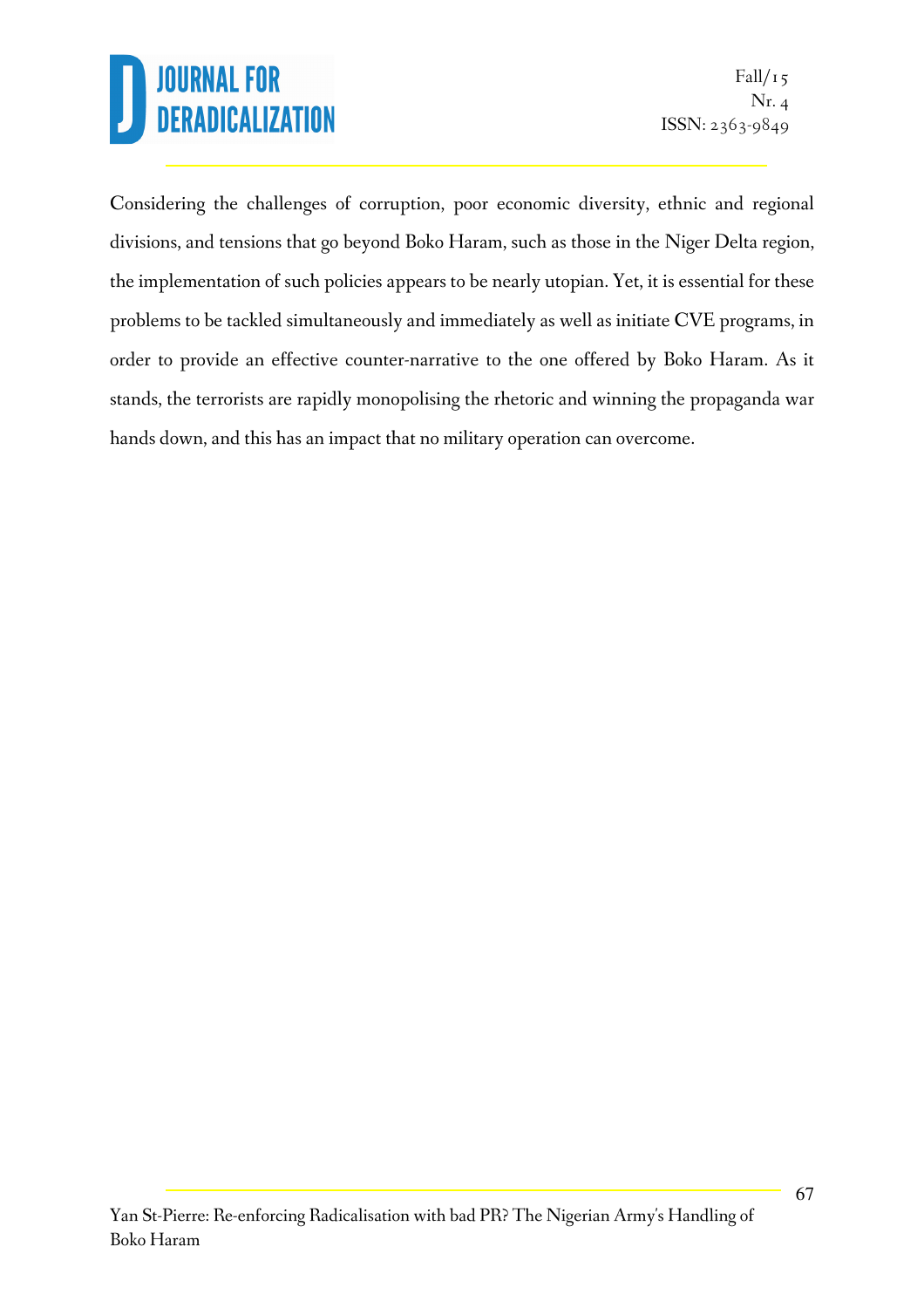Considering the challenges of corruption, poor economic diversity, ethnic and regional divisions, and tensions that go beyond Boko Haram, such as those in the Niger Delta region, the implementation of such policies appears to be nearly utopian. Yet, it is essential for these problems to be tackled simultaneously and immediately as well as initiate CVE programs, in order to provide an effective counter-narrative to the one offered by Boko Haram. As it stands, the terrorists are rapidly monopolising the rhetoric and winning the propaganda war hands down, and this has an impact that no military operation can overcome.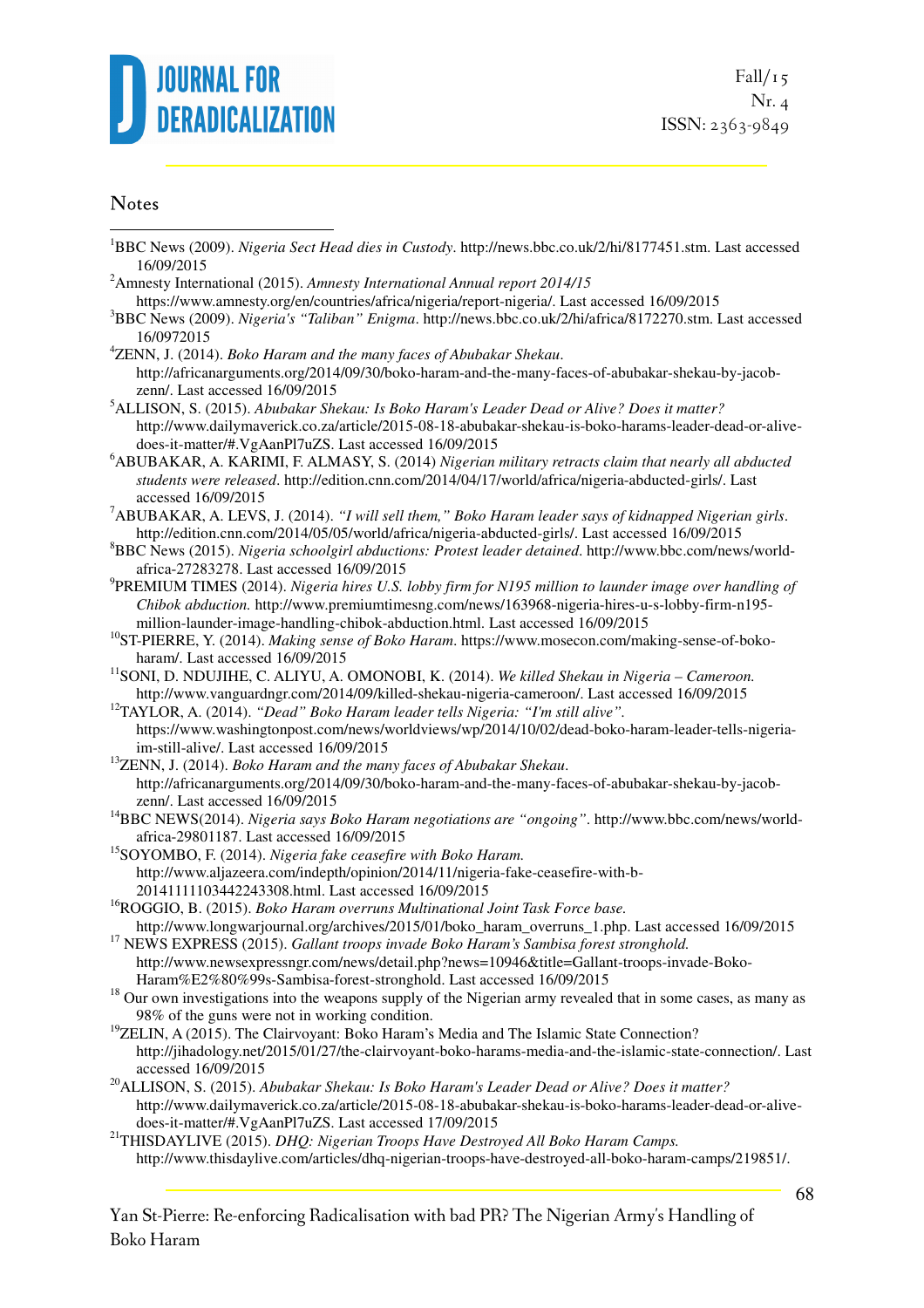## Notes

[1]BBC News (2009). *Nigeria Sect Head dies in Custody*. http://news.bbc.co.uk/2/hi/8177451.stm. Last accessed 16/09/2015

[2]Amnesty International (2015). *Amnesty International Annual report 2014/15* https://www.amnesty.org/en/countries/africa/nigeria/report-nigeria/. Last accessed 16/09/2015

[3]BBC News (2009). *Nigeria's "Taliban" Enigma*. http://news.bbc.co.uk/2/hi/africa/8172270.stm. Last accessed 16/0972015

[4]ZENN, J. (2014). *Boko Haram and the many faces of Abubakar Shekau*. http://africanarguments.org/2014/09/30/boko-haram-and-the-many-faces-of-abubakar-shekau-by-jacob-zenn/. Last accessed 16/09/2015

[5]ALLISON, S. (2015). *Abubakar Shekau: Is Boko Haram's Leader Dead or Alive? Does it matter?* http://www.dailymaverick.co.za/article/2015-08-18-abubakar-shekau-is-boko-harams-leader-dead-or-alive-does-it-matter/#.VgAanPl7uZS. Last accessed 16/09/2015

[6]ABUBAKAR, A. KARIMI, F. ALMASY, S. (2014) *Nigerian military retracts claim that nearly all abducted students were released*. http://edition.cnn.com/2014/04/17/world/africa/nigeria-abducted-girls/. Last accessed 16/09/2015

[7]ABUBAKAR, A. LEVS, J. (2014). *"I will sell them," Boko Haram leader says of kidnapped Nigerian girls*. http://edition.cnn.com/2014/05/05/world/africa/nigeria-abducted-girls/. Last accessed 16/09/2015

[8]BBC News (2015). *Nigeria schoolgirl abductions: Protest leader detained*. http://www.bbc.com/news/world-africa-27283278. Last accessed 16/09/2015

[9]PREMIUM TIMES (2014). *Nigeria hires U.S. lobby firm for N195 million to launder image over handling of Chibok abduction.* http://www.premiumtimesng.com/news/163968-nigeria-hires-u-s-lobby-firm-n195-million-launder-image-handling-chibok-abduction.html. Last accessed 16/09/2015

[10]ST-PIERRE, Y. (2014). *Making sense of Boko Haram*. https://www.mosecon.com/making-sense-of-boko-haram/. Last accessed 16/09/2015

[11]SONI, D. NDUJIHE, C. ALIYU, A. OMONOBI, K. (2014). *We killed Shekau in Nigeria – Cameroon.* http://www.vanguardngr.com/2014/09/killed-shekau-nigeria-cameroon/. Last accessed 16/09/2015

[12]TAYLOR, A. (2014). *"Dead" Boko Haram leader tells Nigeria: "I'm still alive"*. https://www.washingtonpost.com/news/worldviews/wp/2014/10/02/dead-boko-haram-leader-tells-nigeria-im-still-alive/. Last accessed 16/09/2015

[13]ZENN, J. (2014). *Boko Haram and the many faces of Abubakar Shekau*. http://africanarguments.org/2014/09/30/boko-haram-and-the-many-faces-of-abubakar-shekau-by-jacob-zenn/. Last accessed 16/09/2015

[14]BBC NEWS(2014). *Nigeria says Boko Haram negotiations are "ongoing"*. http://www.bbc.com/news/world-africa-29801187. Last accessed 16/09/2015

[15]SOYOMBO, F. (2014). *Nigeria fake ceasefire with Boko Haram.* http://www.aljazeera.com/indepth/opinion/2014/11/nigeria-fake-ceasefire-with-b-20141111103442243308.html. Last accessed 16/09/2015

[16]ROGGIO, B. (2015). *Boko Haram overruns Multinational Joint Task Force base.* http://www.longwarjournal.org/archives/2015/01/boko_haram_overruns_1.php. Last accessed 16/09/2015

[17] NEWS EXPRESS (2015). *Gallant troops invade Boko Haram's Sambisa forest stronghold.* http://www.newsexpressngr.com/news/detail.php?news=10946&title=Gallant-troops-invade-Boko-Haram%E2%80%99s-Sambisa-forest-stronghold. Last accessed 16/09/2015

[18] Our own investigations into the weapons supply of the Nigerian army revealed that in some cases, as many as 98% of the guns were not in working condition.

[19]ZELIN, A (2015). The Clairvoyant: Boko Haram's Media and The Islamic State Connection? http://jihadology.net/2015/01/27/the-clairvoyant-boko-harams-media-and-the-islamic-state-connection/. Last accessed 16/09/2015

[20]ALLISON, S. (2015). *Abubakar Shekau: Is Boko Haram's Leader Dead or Alive? Does it matter?* http://www.dailymaverick.co.za/article/2015-08-18-abubakar-shekau-is-boko-harams-leader-dead-or-alive-does-it-matter/#.VgAanPl7uZS. Last accessed 17/09/2015

[21]THISDAYLIVE (2015). *DHQ: Nigerian Troops Have Destroyed All Boko Haram Camps.* http://www.thisdaylive.com/articles/dhq-nigerian-troops-have-destroyed-all-boko-haram-camps/219851/.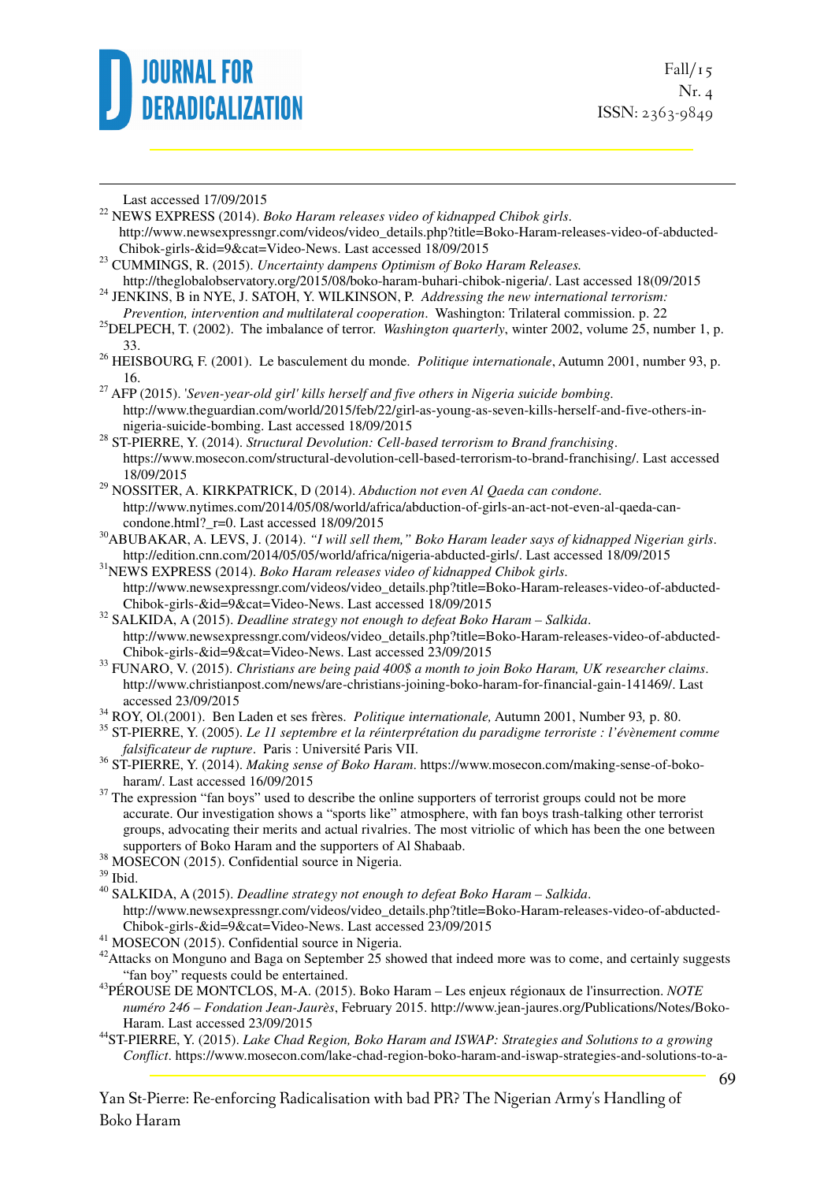Last accessed 17/09/2015

[22] NEWS EXPRESS (2014). *Boko Haram releases video of kidnapped Chibok girls*. http://www.newsexpressngr.com/videos/video_details.php?title=Boko-Haram-releases-video-of-abducted-Chibok-girls-&id=9&cat=Video-News. Last accessed 18/09/2015

[23] CUMMINGS, R. (2015). *Uncertainty dampens Optimism of Boko Haram Releases.* http://theglobalobservatory.org/2015/08/boko-haram-buhari-chibok-nigeria/. Last accessed 18(09/2015

[24] JENKINS, B in NYE, J. SATOH, Y. WILKINSON, P. *Addressing the new international terrorism: Prevention, intervention and multilateral cooperation*. Washington: Trilateral commission. p. 22

[25] DELPECH, T. (2002). The imbalance of terror. *Washington quarterly*, winter 2002, volume 25, number 1, p. 33.

[26] HEISBOURG, F. (2001). Le basculement du monde. *Politique internationale*, Autumn 2001, number 93, p. 16.

[27] AFP (2015). *'Seven-year-old girl' kills herself and five others in Nigeria suicide bombing.* http://www.theguardian.com/world/2015/feb/22/girl-as-young-as-seven-kills-herself-and-five-others-in-nigeria-suicide-bombing. Last accessed 18/09/2015

[28] ST-PIERRE, Y. (2014). *Structural Devolution: Cell-based terrorism to Brand franchising*. https://www.mosecon.com/structural-devolution-cell-based-terrorism-to-brand-franchising/. Last accessed 18/09/2015

[29] NOSSITER, A. KIRKPATRICK, D (2014). *Abduction not even Al Qaeda can condone.* http://www.nytimes.com/2014/05/08/world/africa/abduction-of-girls-an-act-not-even-al-qaeda-can-condone.html?_r=0. Last accessed 18/09/2015

[30] ABUBAKAR, A. LEVS, J. (2014). *"I will sell them," Boko Haram leader says of kidnapped Nigerian girls*. http://edition.cnn.com/2014/05/05/world/africa/nigeria-abducted-girls/. Last accessed 18/09/2015

[31] NEWS EXPRESS (2014). *Boko Haram releases video of kidnapped Chibok girls*. http://www.newsexpressngr.com/videos/video_details.php?title=Boko-Haram-releases-video-of-abducted-Chibok-girls-&id=9&cat=Video-News. Last accessed 18/09/2015

[32] SALKIDA, A (2015). *Deadline strategy not enough to defeat Boko Haram – Salkida*. http://www.newsexpressngr.com/videos/video_details.php?title=Boko-Haram-releases-video-of-abducted-Chibok-girls-&id=9&cat=Video-News. Last accessed 23/09/2015

[33] FUNARO, V. (2015). *Christians are being paid 400$ a month to join Boko Haram, UK researcher claims*. http://www.christianpost.com/news/are-christians-joining-boko-haram-for-financial-gain-141469/. Last accessed 23/09/2015

[34] ROY, Ol.(2001). Ben Laden et ses frères. *Politique internationale,* Autumn 2001, Number 93*,* p. 80.

[35] ST-PIERRE, Y. (2005). *Le 11 septembre et la réinterprétation du paradigme terroriste : l'évènement comme falsificateur de rupture*. Paris : Université Paris VII.

[36] ST-PIERRE, Y. (2014). *Making sense of Boko Haram*. https://www.mosecon.com/making-sense-of-boko-haram/. Last accessed 16/09/2015

[37] The expression "fan boys" used to describe the online supporters of terrorist groups could not be more accurate. Our investigation shows a "sports like" atmosphere, with fan boys trash-talking other terrorist groups, advocating their merits and actual rivalries. The most vitriolic of which has been the one between supporters of Boko Haram and the supporters of Al Shabaab.

[38] MOSECON (2015). Confidential source in Nigeria.

[39] Ibid.

[40] SALKIDA, A (2015). *Deadline strategy not enough to defeat Boko Haram – Salkida*. http://www.newsexpressngr.com/videos/video_details.php?title=Boko-Haram-releases-video-of-abducted-Chibok-girls-&id=9&cat=Video-News. Last accessed 23/09/2015

[41] MOSECON (2015). Confidential source in Nigeria.

[42] Attacks on Monguno and Baga on September 25 showed that indeed more was to come, and certainly suggests "fan boy" requests could be entertained.

[43] PÉROUSE DE MONTCLOS, M-A. (2015). Boko Haram – Les enjeux régionaux de l'insurrection. *NOTE numéro 246 – Fondation Jean-Jaurès*, February 2015. http://www.jean-jaures.org/Publications/Notes/Boko-Haram. Last accessed 23/09/2015

[44] ST-PIERRE, Y. (2015). *Lake Chad Region, Boko Haram and ISWAP: Strategies and Solutions to a growing Conflict*. https://www.mosecon.com/lake-chad-region-boko-haram-and-iswap-strategies-and-solutions-to-a-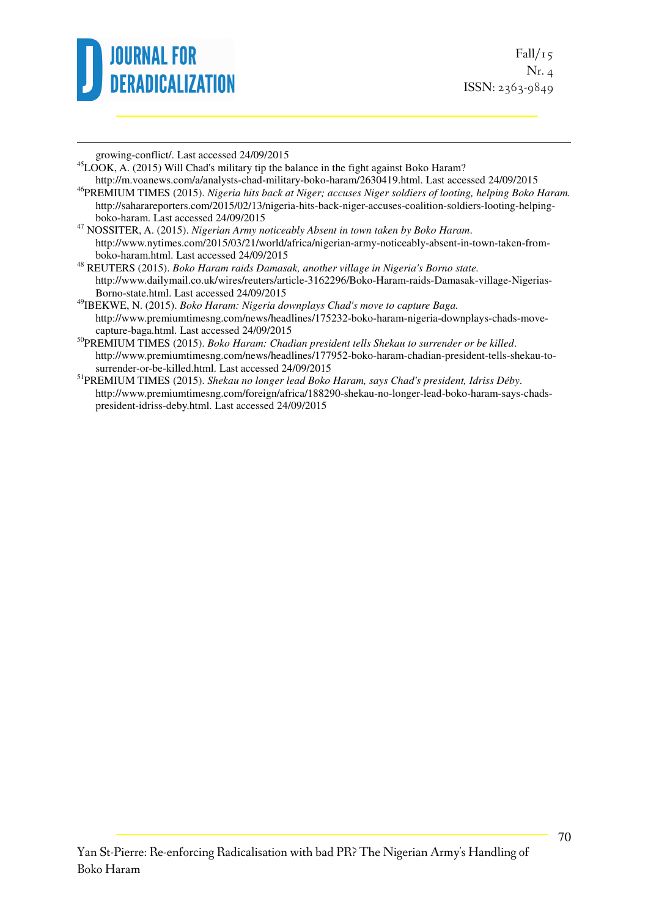growing-conflict/. Last accessed 24/09/2015

[45]LOOK, A. (2015) Will Chad's military tip the balance in the fight against Boko Haram? http://m.voanews.com/a/analysts-chad-military-boko-haram/2630419.html. Last accessed 24/09/2015

[46]PREMIUM TIMES (2015). *Nigeria hits back at Niger; accuses Niger soldiers of looting, helping Boko Haram.* http://saharareporters.com/2015/02/13/nigeria-hits-back-niger-accuses-coalition-soldiers-looting-helping-boko-haram. Last accessed 24/09/2015

[47] NOSSITER, A. (2015). *Nigerian Army noticeably Absent in town taken by Boko Haram*. http://www.nytimes.com/2015/03/21/world/africa/nigerian-army-noticeably-absent-in-town-taken-from-boko-haram.html. Last accessed 24/09/2015

[48] REUTERS (2015). *Boko Haram raids Damasak, another village in Nigeria's Borno state.* http://www.dailymail.co.uk/wires/reuters/article-3162296/Boko-Haram-raids-Damasak-village-Nigerias-Borno-state.html. Last accessed 24/09/2015

[49]IBEKWE, N. (2015). *Boko Haram: Nigeria downplays Chad's move to capture Baga.* http://www.premiumtimesng.com/news/headlines/175232-boko-haram-nigeria-downplays-chads-move-capture-baga.html. Last accessed 24/09/2015

[50]PREMIUM TIMES (2015). *Boko Haram: Chadian president tells Shekau to surrender or be killed*. http://www.premiumtimesng.com/news/headlines/177952-boko-haram-chadian-president-tells-shekau-to-surrender-or-be-killed.html. Last accessed 24/09/2015

[51]PREMIUM TIMES (2015). *Shekau no longer lead Boko Haram, says Chad's president, Idriss Déby*. http://www.premiumtimesng.com/foreign/africa/188290-shekau-no-longer-lead-boko-haram-says-chads-president-idriss-deby.html. Last accessed 24/09/2015